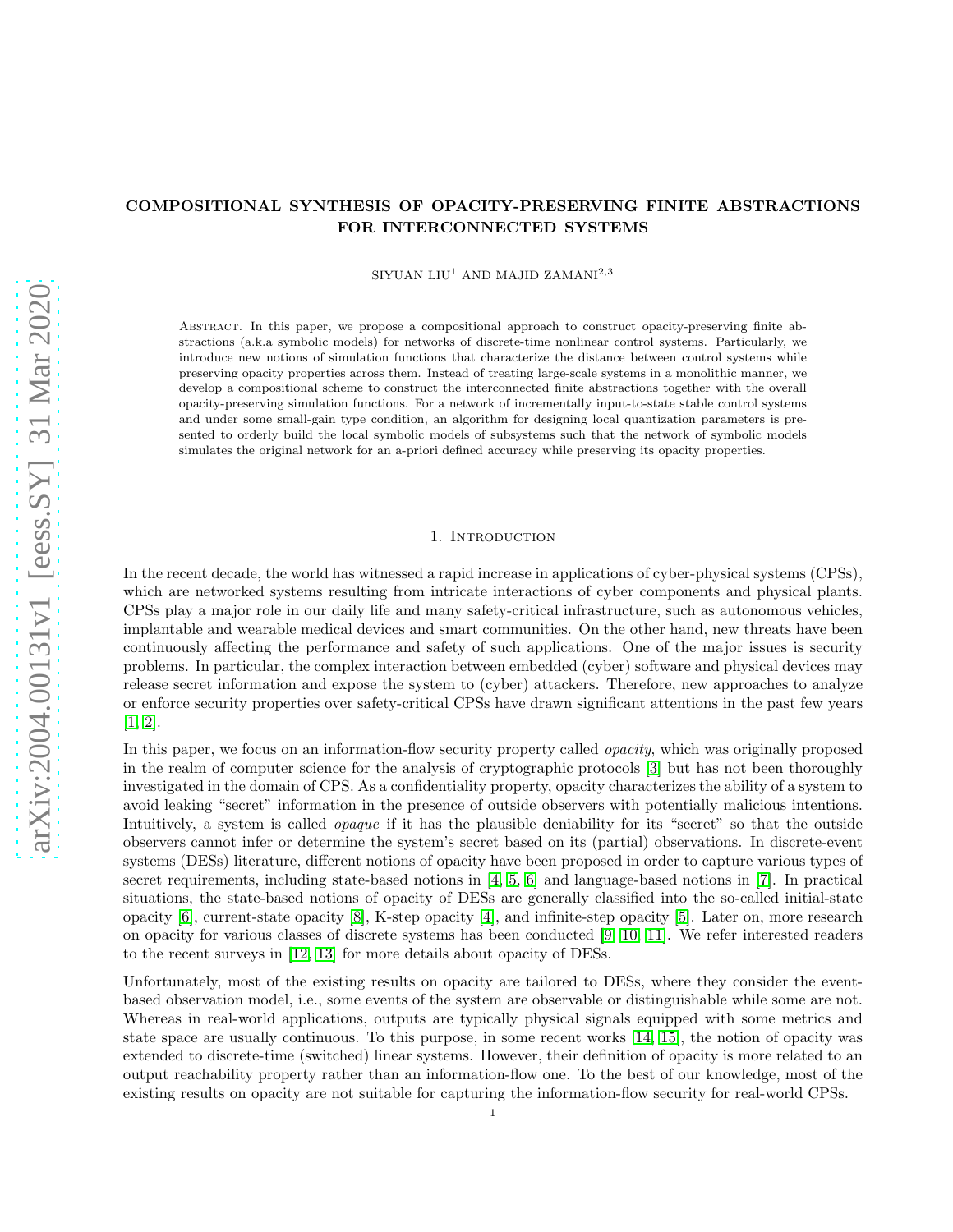# COMPOSITIONAL SYNTHESIS OF OPACITY-PRESERVING FINITE ABSTRACTIONS FOR INTERCONNECTED SYSTEMS

SIYUAN LIU[1] AND MAJID ZAMANI[2,3]

Abstract. In this paper, we propose a compositional approach to construct opacity-preserving finite abstractions (a.k.a symbolic models) for networks of discrete-time nonlinear control systems. Particularly, we introduce new notions of simulation functions that characterize the distance between control systems while preserving opacity properties across them. Instead of treating large-scale systems in a monolithic manner, we develop a compositional scheme to construct the interconnected finite abstractions together with the overall opacity-preserving simulation functions. For a network of incrementally input-to-state stable control systems and under some small-gain type condition, an algorithm for designing local quantization parameters is presented to orderly build the local symbolic models of subsystems such that the network of symbolic models simulates the original network for an a-priori defined accuracy while preserving its opacity properties.

## 1. Introduction

In the recent decade, the world has witnessed a rapid increase in applications of cyber-physical systems (CPSs), which are networked systems resulting from intricate interactions of cyber components and physical plants. CPSs play a major role in our daily life and many safety-critical infrastructure, such as autonomous vehicles, implantable and wearable medical devices and smart communities. On the other hand, new threats have been continuously affecting the performance and safety of such applications. One of the major issues is security problems. In particular, the complex interaction between embedded (cyber) software and physical devices may release secret information and expose the system to (cyber) attackers. Therefore, new approaches to analyze or enforce security properties over safety-critical CPSs have drawn significant attentions in the past few years [1, 2].

In this paper, we focus on an information-flow security property called *opacity*, which was originally proposed in the realm of computer science for the analysis of cryptographic protocols [3] but has not been thoroughly investigated in the domain of CPS. As a confidentiality property, opacity characterizes the ability of a system to avoid leaking "secret" information in the presence of outside observers with potentially malicious intentions. Intuitively, a system is called *opaque* if it has the plausible deniability for its "secret" so that the outside observers cannot infer or determine the system's secret based on its (partial) observations. In discrete-event systems (DESs) literature, different notions of opacity have been proposed in order to capture various types of secret requirements, including state-based notions in [4, 5, 6] and language-based notions in [7]. In practical situations, the state-based notions of opacity of DESs are generally classified into the so-called initial-state opacity [6], current-state opacity [8], K-step opacity [4], and infinite-step opacity [5]. Later on, more research on opacity for various classes of discrete systems has been conducted [9, 10, 11]. We refer interested readers to the recent surveys in [12, 13] for more details about opacity of DESs.

Unfortunately, most of the existing results on opacity are tailored to DESs, where they consider the event-based observation model, i.e., some events of the system are observable or distinguishable while some are not. Whereas in real-world applications, outputs are typically physical signals equipped with some metrics and state space are usually continuous. To this purpose, in some recent works [14, 15], the notion of opacity was extended to discrete-time (switched) linear systems. However, their definition of opacity is more related to an output reachability property rather than an information-flow one. To the best of our knowledge, most of the existing results on opacity are not suitable for capturing the information-flow security for real-world CPSs.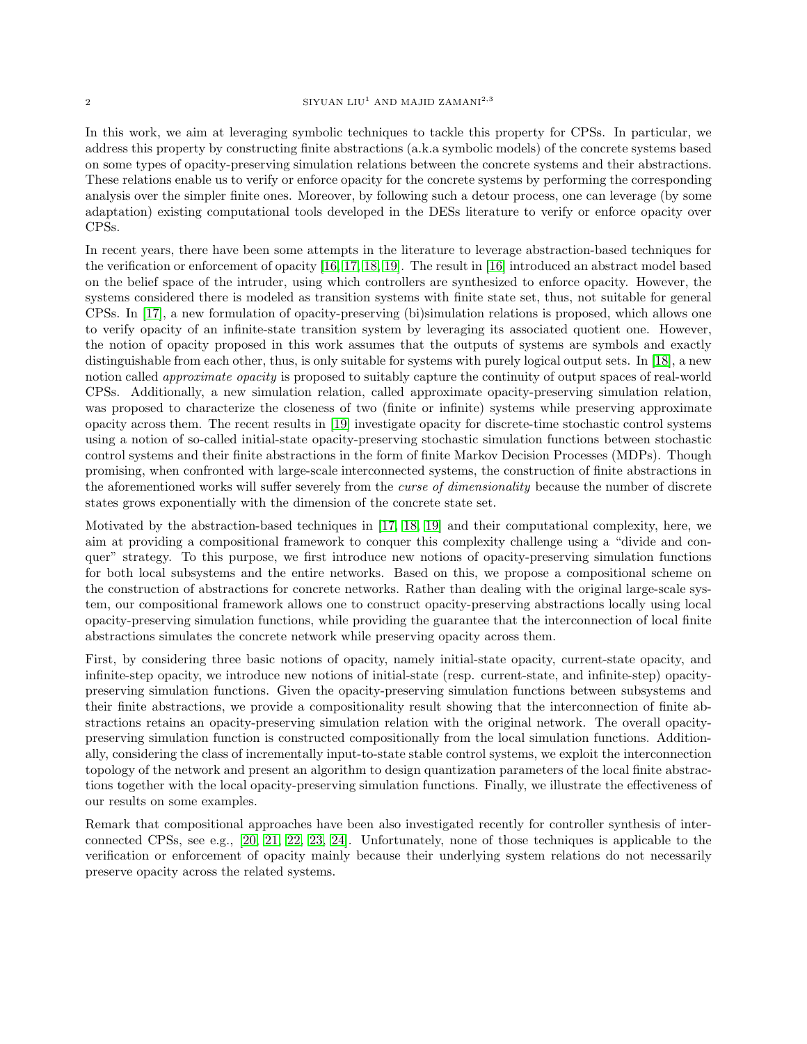In this work, we aim at leveraging symbolic techniques to tackle this property for CPSs. In particular, we address this property by constructing finite abstractions (a.k.a symbolic models) of the concrete systems based on some types of opacity-preserving simulation relations between the concrete systems and their abstractions. These relations enable us to verify or enforce opacity for the concrete systems by performing the corresponding analysis over the simpler finite ones. Moreover, by following such a detour process, one can leverage (by some adaptation) existing computational tools developed in the DESs literature to verify or enforce opacity over CPSs.

In recent years, there have been some attempts in the literature to leverage abstraction-based techniques for the verification or enforcement of opacity [16, 17, 18, 19]. The result in [16] introduced an abstract model based on the belief space of the intruder, using which controllers are synthesized to enforce opacity. However, the systems considered there is modeled as transition systems with finite state set, thus, not suitable for general CPSs. In [17], a new formulation of opacity-preserving (bi)simulation relations is proposed, which allows one to verify opacity of an infinite-state transition system by leveraging its associated quotient one. However, the notion of opacity proposed in this work assumes that the outputs of systems are symbols and exactly distinguishable from each other, thus, is only suitable for systems with purely logical output sets. In [18], a new notion called *approximate opacity* is proposed to suitably capture the continuity of output spaces of real-world CPSs. Additionally, a new simulation relation, called approximate opacity-preserving simulation relation, was proposed to characterize the closeness of two (finite or infinite) systems while preserving approximate opacity across them. The recent results in [19] investigate opacity for discrete-time stochastic control systems using a notion of so-called initial-state opacity-preserving stochastic simulation functions between stochastic control systems and their finite abstractions in the form of finite Markov Decision Processes (MDPs). Though promising, when confronted with large-scale interconnected systems, the construction of finite abstractions in the aforementioned works will suffer severely from the *curse of dimensionality* because the number of discrete states grows exponentially with the dimension of the concrete state set.

Motivated by the abstraction-based techniques in [17, 18, 19] and their computational complexity, here, we aim at providing a compositional framework to conquer this complexity challenge using a "divide and conquer" strategy. To this purpose, we first introduce new notions of opacity-preserving simulation functions for both local subsystems and the entire networks. Based on this, we propose a compositional scheme on the construction of abstractions for concrete networks. Rather than dealing with the original large-scale system, our compositional framework allows one to construct opacity-preserving abstractions locally using local opacity-preserving simulation functions, while providing the guarantee that the interconnection of local finite abstractions simulates the concrete network while preserving opacity across them.

First, by considering three basic notions of opacity, namely initial-state opacity, current-state opacity, and infinite-step opacity, we introduce new notions of initial-state (resp. current-state, and infinite-step) opacity-preserving simulation functions. Given the opacity-preserving simulation functions between subsystems and their finite abstractions, we provide a compositionality result showing that the interconnection of finite abstractions retains an opacity-preserving simulation relation with the original network. The overall opacity-preserving simulation function is constructed compositionally from the local simulation functions. Additionally, considering the class of incrementally input-to-state stable control systems, we exploit the interconnection topology of the network and present an algorithm to design quantization parameters of the local finite abstractions together with the local opacity-preserving simulation functions. Finally, we illustrate the effectiveness of our results on some examples.

Remark that compositional approaches have been also investigated recently for controller synthesis of interconnected CPSs, see e.g., [20, 21, 22, 23, 24]. Unfortunately, none of those techniques is applicable to the verification or enforcement of opacity mainly because their underlying system relations do not necessarily preserve opacity across the related systems.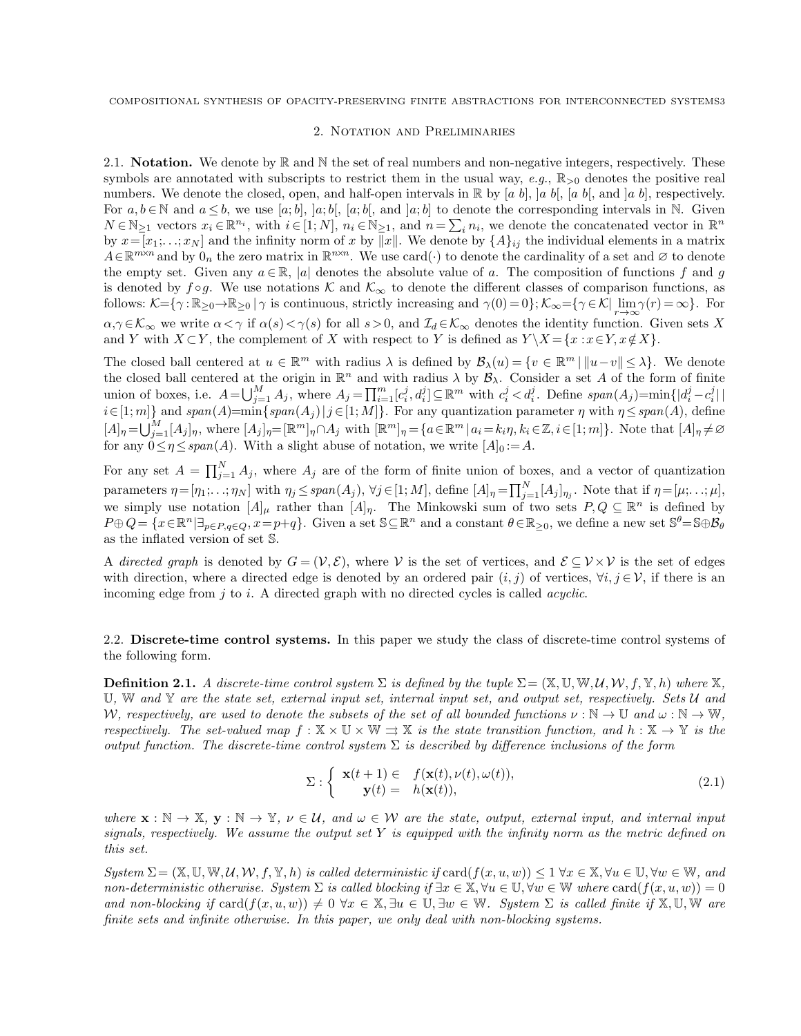## 2. Notation and Preliminaries

2.1. **Notation.** We denote by $\mathbb{R}$ and $\mathbb{N}$ the set of real numbers and non-negative integers, respectively. These symbols are annotated with subscripts to restrict them in the usual way, *e.g.*, $\mathbb{R}_{>0}$ denotes the positive real numbers. We denote the closed, open, and half-open intervals in $\mathbb{R}$ by $[a\ b]$, $]a\ b[$, $[a\ b[$, and $]a\ b]$, respectively. For $a, b \in \mathbb{N}$ and $a \le b$, we use $[a;b]$, $]a;b[$, $[a;b[$, and $]a;b]$ to denote the corresponding intervals in $\mathbb{N}$. Given $N \in \mathbb{N}_{\ge 1}$ vectors $x_i \in \mathbb{R}^{n_i}$, with $i \in [1;N]$, $n_i \in \mathbb{N}_{\ge 1}$, and $n = \sum_i n_i$, we denote the concatenated vector in $\mathbb{R}^n$ by $x = [x_1;\ldots;x_N]$ and the infinity norm of $x$ by $\|x\|$. We denote by $\{A\}_{ij}$ the individual elements in a matrix $A \in \mathbb{R}^{m \times n}$ and by $0_n$ the zero matrix in $\mathbb{R}^{n \times n}$. We use $\mathrm{card}(\cdot)$ to denote the cardinality of a set and $\varnothing$ to denote the empty set. Given any $a \in \mathbb{R}$, $|a|$ denotes the absolute value of $a$. The composition of functions $f$ and $g$ is denoted by $f \circ g$. We use notations $\mathcal{K}$ and $\mathcal{K}_\infty$ to denote the different classes of comparison functions, as follows: $\mathcal{K} = \{\gamma : \mathbb{R}_{\ge 0} \to \mathbb{R}_{\ge 0} \mid \gamma \text{ is continuous, strictly increasing and } \gamma(0) = 0\}$; $\mathcal{K}_\infty = \{\gamma \in \mathcal{K} \mid \lim_{r \to \infty} \gamma(r) = \infty\}$. For $\alpha, \gamma \in \mathcal{K}_\infty$ we write $\alpha < \gamma$ if $\alpha(s) < \gamma(s)$ for all $s > 0$, and $\mathcal{I}_d \in \mathcal{K}_\infty$ denotes the identity function. Given sets $X$ and $Y$ with $X \subset Y$, the complement of $X$ with respect to $Y$ is defined as $Y \backslash X = \{x : x \in Y, x \notin X\}$.

The closed ball centered at $u \in \mathbb{R}^m$ with radius $\lambda$ is defined by $\mathcal{B}_\lambda(u) = \{v \in \mathbb{R}^m \mid \|u - v\| \le \lambda\}$. We denote the closed ball centered at the origin in $\mathbb{R}^n$ and with radius $\lambda$ by $\mathcal{B}_\lambda$. Consider a set $A$ of the form of finite union of boxes, i.e. $A = \bigcup_{j=1}^{M} A_j$, where $A_j = \prod_{i=1}^{m} [c_i^j, d_i^j] \subseteq \mathbb{R}^m$ with $c_i^j < d_i^j$. Define $span(A_j) = \min\{|d_i^j - c_i^j| \mid i \in [1;m]\}$ and $span(A) = \min\{span(A_j) \mid j \in [1;M]\}$. For any quantization parameter $\eta$ with $\eta \le span(A)$, define $[A]_\eta = \bigcup_{j=1}^{M} [A_j]_\eta$, where $[A_j]_\eta = [\mathbb{R}^m]_\eta \cap A_j$ with $[\mathbb{R}^m]_\eta = \{a \in \mathbb{R}^m \mid a_i = k_i \eta, k_i \in \mathbb{Z}, i \in [1;m]\}$. Note that $[A]_\eta \ne \varnothing$ for any $0 \le \eta \le span(A)$. With a slight abuse of notation, we write $[A]_0 := A$.

For any set $A = \prod_{j=1}^{N} A_j$, where $A_j$ are of the form of finite union of boxes, and a vector of quantization parameters $\eta = [\eta_1;\ldots;\eta_N]$ with $\eta_j \le span(A_j)$, $\forall j \in [1;M]$, define $[A]_\eta = \prod_{j=1}^{N} [A_j]_{\eta_j}$. Note that if $\eta = [\mu;\ldots;\mu]$, we simply use notation $[A]_\mu$ rather than $[A]_\eta$. The Minkowski sum of two sets $P, Q \subseteq \mathbb{R}^n$ is defined by $P \oplus Q = \{x \in \mathbb{R}^n \mid \exists_{p \in P, q \in Q}, x = p + q\}$. Given a set $\mathbb{S} \subseteq \mathbb{R}^n$ and a constant $\theta \in \mathbb{R}_{\ge 0}$, we define a new set $\mathbb{S}^\theta = \mathbb{S} \oplus \mathcal{B}_\theta$ as the inflated version of set $\mathbb{S}$.

A *directed graph* is denoted by $G = (\mathcal{V}, \mathcal{E})$, where $\mathcal{V}$ is the set of vertices, and $\mathcal{E} \subseteq \mathcal{V} \times \mathcal{V}$ is the set of edges with direction, where a directed edge is denoted by an ordered pair $(i, j)$ of vertices, $\forall i, j \in \mathcal{V}$, if there is an incoming edge from $j$ to $i$. A directed graph with no directed cycles is called *acyclic*.

2.2. **Discrete-time control systems.** In this paper we study the class of discrete-time control systems of the following form.

**Definition 2.1.** *A discrete-time control system $\Sigma$ is defined by the tuple $\Sigma = (\mathbb{X}, \mathbb{U}, \mathbb{W}, \mathcal{U}, \mathcal{W}, f, \mathbb{Y}, h)$ where $\mathbb{X}$, $\mathbb{U}$, $\mathbb{W}$ and $\mathbb{Y}$ are the state set, external input set, internal input set, and output set, respectively. Sets $\mathcal{U}$ and $\mathcal{W}$, respectively, are used to denote the subsets of the set of all bounded functions $\nu : \mathbb{N} \to \mathbb{U}$ and $\omega : \mathbb{N} \to \mathbb{W}$, respectively. The set-valued map $f : \mathbb{X} \times \mathbb{U} \times \mathbb{W} \rightrightarrows \mathbb{X}$ is the state transition function, and $h : \mathbb{X} \to \mathbb{Y}$ is the output function. The discrete-time control system $\Sigma$ is described by difference inclusions of the form*

$$\Sigma : \begin{cases} \mathbf{x}(t+1) \in & f(\mathbf{x}(t), \nu(t), \omega(t)), \\ \mathbf{y}(t) = & h(\mathbf{x}(t)), \end{cases} \tag{2.1}$$

*where $\mathbf{x} : \mathbb{N} \to \mathbb{X}$, $\mathbf{y} : \mathbb{N} \to \mathbb{Y}$, $\nu \in \mathcal{U}$, and $\omega \in \mathcal{W}$ are the state, output, external input, and internal input signals, respectively. We assume the output set $Y$ is equipped with the infinity norm as the metric defined on this set.*

*System $\Sigma = (\mathbb{X}, \mathbb{U}, \mathbb{W}, \mathcal{U}, \mathcal{W}, f, \mathbb{Y}, h)$ is called deterministic if $\mathrm{card}(f(x, u, w)) \le 1$ $\forall x \in \mathbb{X}, \forall u \in \mathbb{U}, \forall w \in \mathbb{W}$, and non-deterministic otherwise. System $\Sigma$ is called blocking if $\exists x \in \mathbb{X}, \forall u \in \mathbb{U}, \forall w \in \mathbb{W}$ where $\mathrm{card}(f(x, u, w)) = 0$ and non-blocking if $\mathrm{card}(f(x, u, w)) \ne 0$ $\forall x \in \mathbb{X}, \exists u \in \mathbb{U}, \exists w \in \mathbb{W}$. System $\Sigma$ is called finite if $\mathbb{X}, \mathbb{U}, \mathbb{W}$ are finite sets and infinite otherwise. In this paper, we only deal with non-blocking systems.*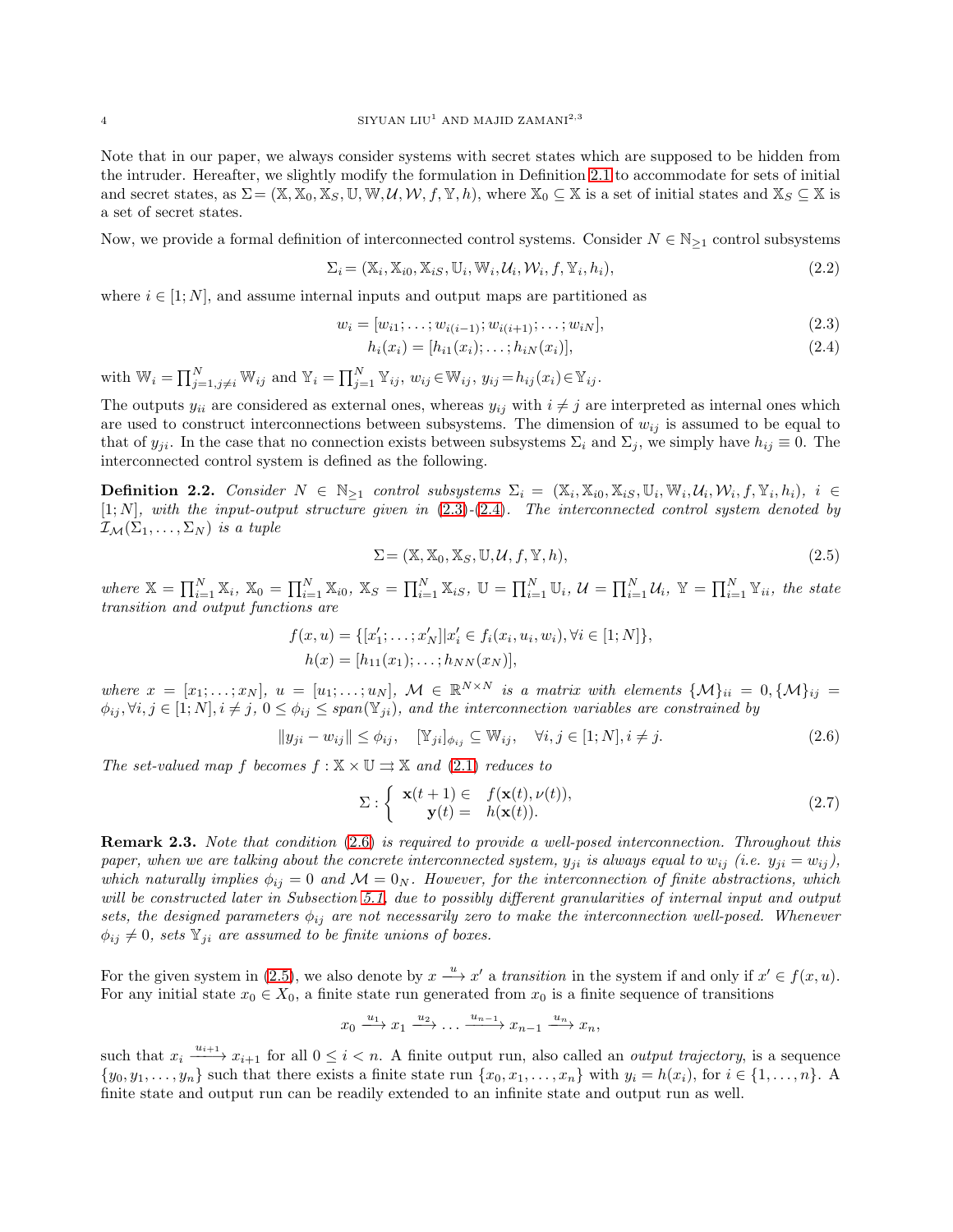Note that in our paper, we always consider systems with secret states which are supposed to be hidden from the intruder. Hereafter, we slightly modify the formulation in Definition 2.1 to accommodate for sets of initial and secret states, as $\Sigma = (\mathbb{X}, \mathbb{X}_0, \mathbb{X}_S, \mathbb{U}, \mathbb{W}, \mathcal{U}, \mathcal{W}, f, \mathbb{Y}, h)$, where $\mathbb{X}_0 \subseteq \mathbb{X}$ is a set of initial states and $\mathbb{X}_S \subseteq \mathbb{X}$ is a set of secret states.

Now, we provide a formal definition of interconnected control systems. Consider $N \in \mathbb{N}_{\geq 1}$ control subsystems

$$\Sigma_i = (\mathbb{X}_i, \mathbb{X}_{i0}, \mathbb{X}_{iS}, \mathbb{U}_i, \mathbb{W}_i, \mathcal{U}_i, \mathcal{W}_i, f, \mathbb{Y}_i, h_i), \tag{2.2}$$

where $i \in [1; N]$, and assume internal inputs and output maps are partitioned as

$$w_i = [w_{i1}; \ldots; w_{i(i-1)}; w_{i(i+1)}; \ldots; w_{iN}], \tag{2.3}$$

$$h_i(x_i) = [h_{i1}(x_i); \ldots; h_{iN}(x_i)], \tag{2.4}$$

with $\mathbb{W}_i = \prod_{j=1, j\neq i}^{N} \mathbb{W}_{ij}$ and $\mathbb{Y}_i = \prod_{j=1}^{N} \mathbb{Y}_{ij}$, $w_{ij} \in \mathbb{W}_{ij}$, $y_{ij} = h_{ij}(x_i) \in \mathbb{Y}_{ij}$.

The outputs $y_{ii}$ are considered as external ones, whereas $y_{ij}$ with $i \neq j$ are interpreted as internal ones which are used to construct interconnections between subsystems. The dimension of $w_{ij}$ is assumed to be equal to that of $y_{ji}$. In the case that no connection exists between subsystems $\Sigma_i$ and $\Sigma_j$, we simply have $h_{ij} \equiv 0$. The interconnected control system is defined as the following.

**Definition 2.2.** *Consider $N \in \mathbb{N}_{\geq 1}$ control subsystems $\Sigma_i = (\mathbb{X}_i, \mathbb{X}_{i0}, \mathbb{X}_{iS}, \mathbb{U}_i, \mathbb{W}_i, \mathcal{U}_i, \mathcal{W}_i, f, \mathbb{Y}_i, h_i)$, $i \in [1; N]$, with the input-output structure given in (2.3)-(2.4). The interconnected control system denoted by $\mathcal{I}_{\mathcal{M}}(\Sigma_1, \ldots, \Sigma_N)$ is a tuple*

$$\Sigma = (\mathbb{X}, \mathbb{X}_0, \mathbb{X}_S, \mathbb{U}, \mathcal{U}, f, \mathbb{Y}, h), \tag{2.5}$$

*where $\mathbb{X} = \prod_{i=1}^{N} \mathbb{X}_i$, $\mathbb{X}_0 = \prod_{i=1}^{N} \mathbb{X}_{i0}$, $\mathbb{X}_S = \prod_{i=1}^{N} \mathbb{X}_{iS}$, $\mathbb{U} = \prod_{i=1}^{N} \mathbb{U}_i$, $\mathcal{U} = \prod_{i=1}^{N} \mathcal{U}_i$, $\mathbb{Y} = \prod_{i=1}^{N} \mathbb{Y}_{ii}$, the state transition and output functions are*

$$f(x, u) = \{[x'_1; \ldots; x'_N] | x'_i \in f_i(x_i, u_i, w_i), \forall i \in [1; N]\},$$
$$h(x) = [h_{11}(x_1); \ldots; h_{NN}(x_N)],$$

*where $x = [x_1; \ldots; x_N]$, $u = [u_1; \ldots; u_N]$, $\mathcal{M} \in \mathbb{R}^{N \times N}$ is a matrix with elements $\{\mathcal{M}\}_{ii} = 0, \{\mathcal{M}\}_{ij} = \phi_{ij}, \forall i, j \in [1; N], i \neq j$, $0 \leq \phi_{ij} \leq span(\mathbb{Y}_{ij})$, and the interconnection variables are constrained by*

$$\|y_{ji} - w_{ij}\| \leq \phi_{ij}, \quad [\mathbb{Y}_{ji}]_{\phi_{ij}} \subseteq \mathbb{W}_{ij}, \quad \forall i, j \in [1; N], i \neq j. \tag{2.6}$$

*The set-valued map $f$ becomes $f : \mathbb{X} \times \mathbb{U} \rightrightarrows \mathbb{X}$ and (2.1) reduces to*

$$\Sigma : \begin{cases} \mathbf{x}(t+1) \in & f(\mathbf{x}(t), \nu(t)), \\ \mathbf{y}(t) = & h(\mathbf{x}(t)). \end{cases} \tag{2.7}$$

**Remark 2.3.** *Note that condition (2.6) is required to provide a well-posed interconnection. Throughout this paper, when we are talking about the concrete interconnected system, $y_{ji}$ is always equal to $w_{ij}$ (i.e. $y_{ji} = w_{ij}$), which naturally implies $\phi_{ij} = 0$ and $\mathcal{M} = 0_N$. However, for the interconnection of finite abstractions, which will be constructed later in Subsection 5.1, due to possibly different granularities of internal input and output sets, the designed parameters $\phi_{ij}$ are not necessarily zero to make the interconnection well-posed. Whenever $\phi_{ij} \neq 0$, sets $\mathbb{Y}_{ji}$ are assumed to be finite unions of boxes.*

For the given system in (2.5), we also denote by $x \xrightarrow{u} x'$ a *transition* in the system if and only if $x' \in f(x, u)$. For any initial state $x_0 \in X_0$, a finite state run generated from $x_0$ is a finite sequence of transitions

$$x_0 \xrightarrow{u_1} x_1 \xrightarrow{u_2} \ldots \xrightarrow{u_{n-1}} x_{n-1} \xrightarrow{u_n} x_n,$$

such that $x_i \xrightarrow{u_{i+1}} x_{i+1}$ for all $0 \leq i < n$. A finite output run, also called an *output trajectory*, is a sequence $\{y_0, y_1, \ldots, y_n\}$ such that there exists a finite state run $\{x_0, x_1, \ldots, x_n\}$ with $y_i = h(x_i)$, for $i \in \{1, \ldots, n\}$. A finite state and output run can be readily extended to an infinite state and output run as well.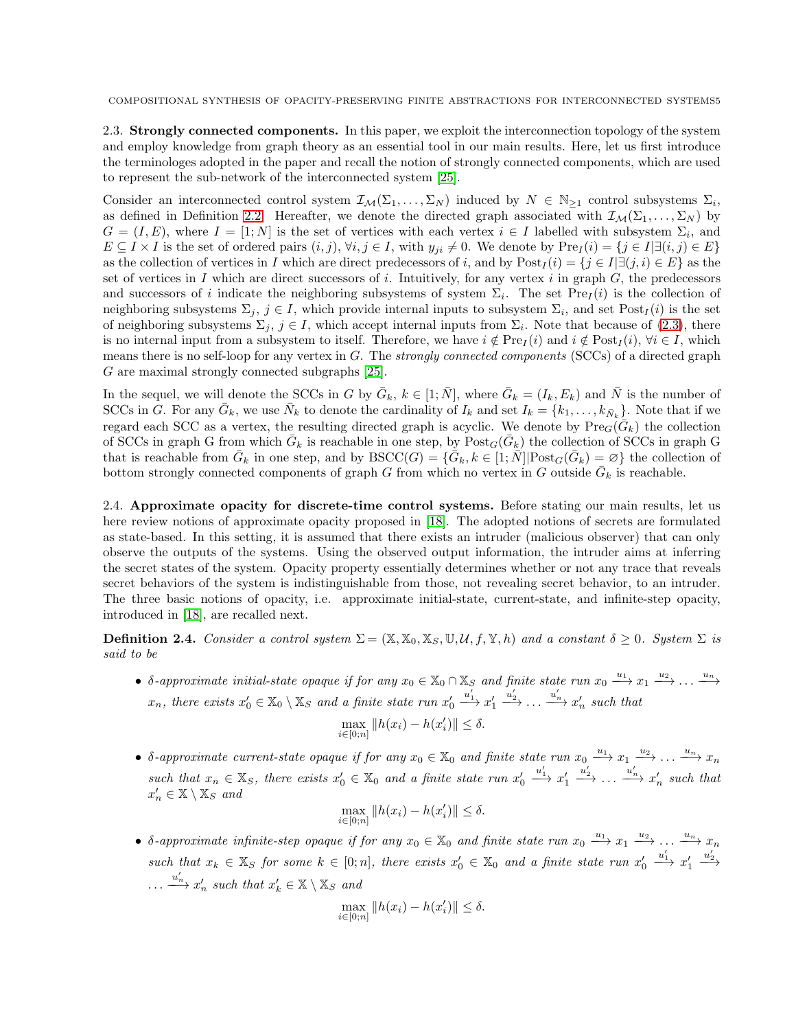### 2.3. Strongly connected components.

In this paper, we exploit the interconnection topology of the system and employ knowledge from graph theory as an essential tool in our main results. Here, let us first introduce the terminologes adopted in the paper and recall the notion of strongly connected components, which are used to represent the sub-network of the interconnected system [25].

Consider an interconnected control system $\mathcal{I}_{\mathcal{M}}(\Sigma_1, \ldots, \Sigma_N)$ induced by $N \in \mathbb{N}_{\geq 1}$ control subsystems $\Sigma_i$, as defined in Definition 2.2. Hereafter, we denote the directed graph associated with $\mathcal{I}_{\mathcal{M}}(\Sigma_1, \ldots, \Sigma_N)$ by $G = (I, E)$, where $I = [1; N]$ is the set of vertices with each vertex $i \in I$ labelled with subsystem $\Sigma_i$, and $E \subseteq I \times I$ is the set of ordered pairs $(i, j)$, $\forall i, j \in I$, with $y_{ji} \neq 0$. We denote by $\mathrm{Pre}_I(i) = \{j \in I | \exists (j, i) \in E\}$ as the collection of vertices in $I$ which are direct predecessors of $i$, and by $\mathrm{Post}_I(i) = \{j \in I | \exists (j, i) \in E\}$ as the set of vertices in $I$ which are direct successors of $i$. Intuitively, for any vertex $i$ in graph $G$, the predecessors and successors of $i$ indicate the neighboring subsystems of system $\Sigma_i$. The set $\mathrm{Pre}_I(i)$ is the collection of neighboring subsystems $\Sigma_j$, $j \in I$, which provide internal inputs to subsystem $\Sigma_i$, and set $\mathrm{Post}_I(i)$ is the set of neighboring subsystems $\Sigma_j$, $j \in I$, which accept internal inputs from $\Sigma_i$. Note that because of (2.3), there is no internal input from a subsystem to itself. Therefore, we have $i \notin \mathrm{Pre}_I(i)$ and $i \notin \mathrm{Post}_I(i)$, $\forall i \in I$, which means there is no self-loop for any vertex in $G$. The *strongly connected components* (SCCs) of a directed graph $G$ are maximal strongly connected subgraphs [25].

In the sequel, we will denote the SCCs in $G$ by $\bar{G}_k$, $k \in [1; \bar{N}]$, where $\bar{G}_k = (I_k, E_k)$ and $\bar{N}$ is the number of SCCs in $G$. For any $\bar{G}_k$, we use $\bar{N}_k$ to denote the cardinality of $I_k$ and set $I_k = \{k_1, \ldots, k_{\bar{N}_k}\}$. Note that if we regard each SCC as a vertex, the resulting directed graph is acyclic. We denote by $\mathrm{Pre}_G(\bar{G}_k)$ the collection of SCCs in graph G from which $\bar{G}_k$ is reachable in one step, by $\mathrm{Post}_G(\bar{G}_k)$ the collection of SCCs in graph G that is reachable from $\bar{G}_k$ in one step, and by $\mathrm{BSCC}(G) = \{\bar{G}_k, k \in [1; \bar{N}] | \mathrm{Post}_G(\bar{G}_k) = \varnothing\}$ the collection of bottom strongly connected components of graph $G$ from which no vertex in $G$ outside $\bar{G}_k$ is reachable.

### 2.4. Approximate opacity for discrete-time control systems.

Before stating our main results, let us here review notions of approximate opacity proposed in [18]. The adopted notions of secrets are formulated as state-based. In this setting, it is assumed that there exists an intruder (malicious observer) that can only observe the outputs of the systems. Using the observed output information, the intruder aims at inferring the secret states of the system. Opacity property essentially determines whether or not any trace that reveals secret behaviors of the system is indistinguishable from those, not revealing secret behavior, to an intruder. The three basic notions of opacity, i.e. approximate initial-state, current-state, and infinite-step opacity, introduced in [18], are recalled next.

**Definition 2.4.** *Consider a control system $\Sigma = (\mathbb{X}, \mathbb{X}_0, \mathbb{X}_S, \mathbb{U}, \mathcal{U}, f, \mathbb{Y}, h)$ and a constant $\delta \geq 0$. System $\Sigma$ is said to be*

- *$\delta$-approximate initial-state opaque if for any $x_0 \in \mathbb{X}_0 \cap \mathbb{X}_S$ and finite state run $x_0 \xrightarrow{u_1} x_1 \xrightarrow{u_2} \ldots \xrightarrow{u_n} x_n$, there exists $x'_0 \in \mathbb{X}_0 \setminus \mathbb{X}_S$ and a finite state run $x'_0 \xrightarrow{u'_1} x'_1 \xrightarrow{u'_2} \ldots \xrightarrow{u'_n} x'_n$ such that*
$$\max_{i \in [0;n]} \|h(x_i) - h(x'_i)\| \leq \delta.$$
- *$\delta$-approximate current-state opaque if for any $x_0 \in \mathbb{X}_0$ and finite state run $x_0 \xrightarrow{u_1} x_1 \xrightarrow{u_2} \ldots \xrightarrow{u_n} x_n$ such that $x_n \in \mathbb{X}_S$, there exists $x'_0 \in \mathbb{X}_0$ and a finite state run $x'_0 \xrightarrow{u'_1} x'_1 \xrightarrow{u'_2} \ldots \xrightarrow{u'_n} x'_n$ such that $x'_n \in \mathbb{X} \setminus \mathbb{X}_S$ and*
$$\max_{i \in [0;n]} \|h(x_i) - h(x'_i)\| \leq \delta.$$
- *$\delta$-approximate infinite-step opaque if for any $x_0 \in \mathbb{X}_0$ and finite state run $x_0 \xrightarrow{u_1} x_1 \xrightarrow{u_2} \ldots \xrightarrow{u_n} x_n$ such that $x_k \in \mathbb{X}_S$ for some $k \in [0; n]$, there exists $x'_0 \in \mathbb{X}_0$ and a finite state run $x'_0 \xrightarrow{u'_1} x'_1 \xrightarrow{u'_2} \ldots \xrightarrow{u'_n} x'_n$ such that $x'_k \in \mathbb{X} \setminus \mathbb{X}_S$ and*
$$\max_{i \in [0;n]} \|h(x_i) - h(x'_i)\| \leq \delta.$$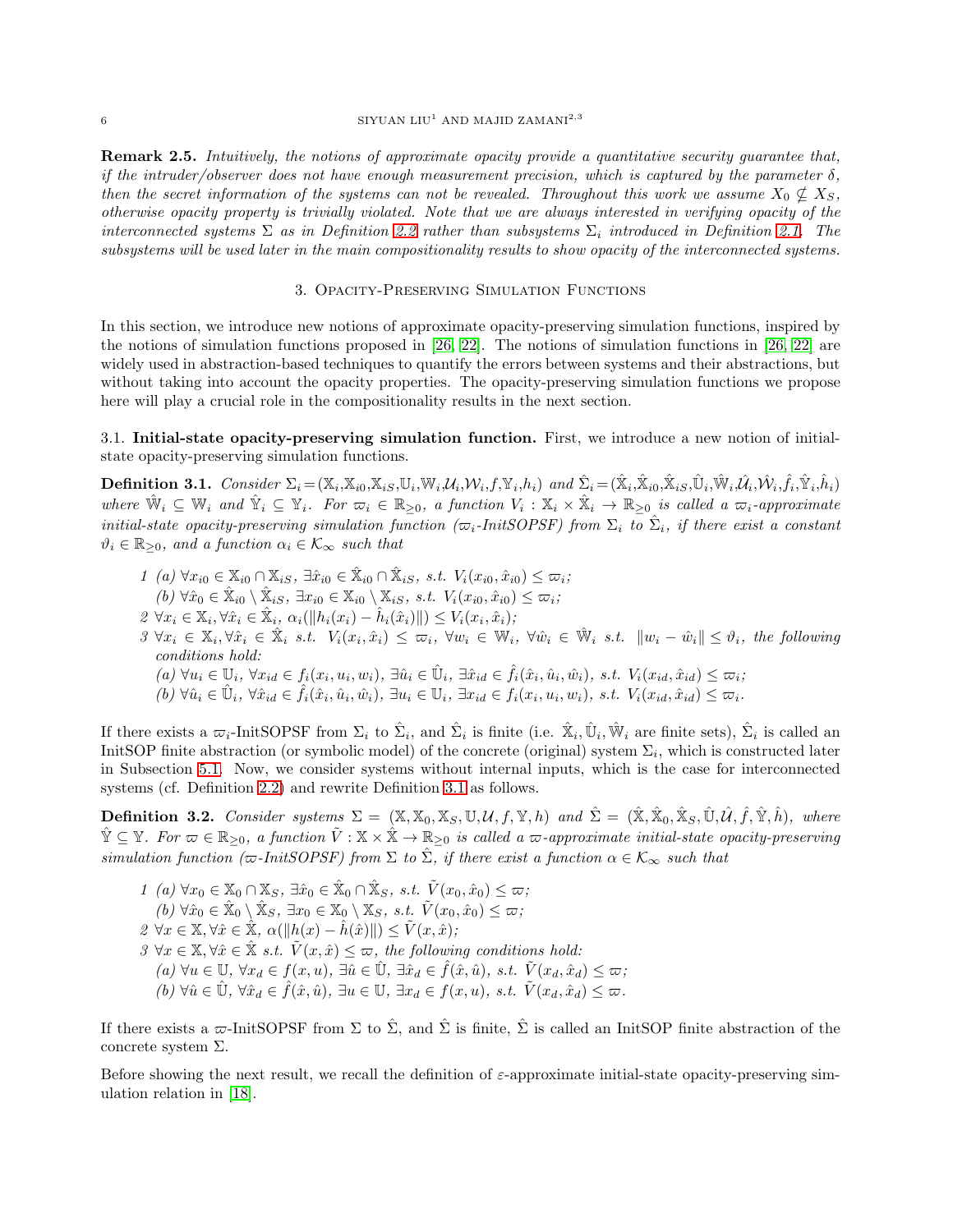**Remark 2.5.** *Intuitively, the notions of approximate opacity provide a quantitative security guarantee that, if the intruder/observer does not have enough measurement precision, which is captured by the parameter $\delta$, then the secret information of the systems can not be revealed. Throughout this work we assume $X_0 \nsubseteq X_S$, otherwise opacity property is trivially violated. Note that we are always interested in verifying opacity of the interconnected systems $\Sigma$ as in Definition 2.2 rather than subsystems $\Sigma_i$ introduced in Definition 2.1. The subsystems will be used later in the main compositionality results to show opacity of the interconnected systems.*

## 3. Opacity-Preserving Simulation Functions

In this section, we introduce new notions of approximate opacity-preserving simulation functions, inspired by the notions of simulation functions proposed in [26, 22]. The notions of simulation functions in [26, 22] are widely used in abstraction-based techniques to quantify the errors between systems and their abstractions, but without taking into account the opacity properties. The opacity-preserving simulation functions we propose here will play a crucial role in the compositionality results in the next section.

### 3.1. Initial-state opacity-preserving simulation function.

First, we introduce a new notion of initial-state opacity-preserving simulation functions.

**Definition 3.1.** *Consider $\Sigma_i = (\mathbb{X}_i, \mathbb{X}_{i0}, \mathbb{X}_{iS}, \mathbb{U}_i, \mathbb{W}_i, \mathcal{U}_i, \mathcal{W}_i, f, \mathbb{Y}_i, h_i)$ and $\hat{\Sigma}_i = (\hat{\mathbb{X}}_i, \hat{\mathbb{X}}_{i0}, \hat{\mathbb{X}}_{iS}, \hat{\mathbb{U}}_i, \hat{\mathbb{W}}_i, \hat{\mathcal{U}}_i, \hat{\mathcal{W}}_i, \hat{f}_i, \hat{\mathbb{Y}}_i, \hat{h}_i)$ where $\hat{\mathbb{W}}_i \subseteq \mathbb{W}_i$ and $\hat{\mathbb{Y}}_i \subseteq \mathbb{Y}_i$. For $\varpi_i \in \mathbb{R}_{\geq 0}$, a function $V_i : \mathbb{X}_i \times \hat{\mathbb{X}}_i \to \mathbb{R}_{\geq 0}$ is called a $\varpi_i$-approximate initial-state opacity-preserving simulation function ($\varpi_i$-InitSOPSF) from $\Sigma_i$ to $\hat{\Sigma}_i$, if there exist a constant $\vartheta_i \in \mathbb{R}_{\geq 0}$, and a function $\alpha_i \in \mathcal{K}_\infty$ such that*

1. *(a) $\forall x_{i0} \in \mathbb{X}_{i0} \cap \mathbb{X}_{iS}$, $\exists \hat{x}_{i0} \in \hat{\mathbb{X}}_{i0} \cap \hat{\mathbb{X}}_{iS}$, s.t. $V_i(x_{i0}, \hat{x}_{i0}) \leq \varpi_i$;*
   *(b) $\forall \hat{x}_{i0} \in \hat{\mathbb{X}}_{i0} \setminus \hat{\mathbb{X}}_{iS}$, $\exists x_{i0} \in \mathbb{X}_{i0} \setminus \mathbb{X}_{iS}$, s.t. $V_i(x_{i0}, \hat{x}_{i0}) \leq \varpi_i$;*
2. *$\forall x_i \in \mathbb{X}_i, \forall \hat{x}_i \in \hat{\mathbb{X}}_i$, $\alpha_i(\|h_i(x_i) - \hat{h}_i(\hat{x}_i)\|) \leq V_i(x_i, \hat{x}_i)$;*
3. *$\forall x_i \in \mathbb{X}_i, \forall \hat{x}_i \in \hat{\mathbb{X}}_i$ s.t. $V_i(x_i, \hat{x}_i) \leq \varpi_i$, $\forall w_i \in \mathbb{W}_i$, $\forall \hat{w}_i \in \hat{\mathbb{W}}_i$ s.t. $\|w_i - \hat{w}_i\| \leq \vartheta_i$, the following conditions hold:*
   *(a) $\forall u_i \in \mathbb{U}_i$, $\forall x_{id} \in f_i(x_i, u_i, w_i)$, $\exists \hat{u}_i \in \hat{\mathbb{U}}_i$, $\exists \hat{x}_{id} \in \hat{f}_i(\hat{x}_i, \hat{u}_i, \hat{w}_i)$, s.t. $V_i(x_{id}, \hat{x}_{id}) \leq \varpi_i$;*
   *(b) $\forall \hat{u}_i \in \hat{\mathbb{U}}_i$, $\forall \hat{x}_{id} \in \hat{f}_i(\hat{x}_i, \hat{u}_i, \hat{w}_i)$, $\exists u_i \in \mathbb{U}_i$, $\exists x_{id} \in f_i(x_i, u_i, w_i)$, s.t. $V_i(x_{id}, \hat{x}_{id}) \leq \varpi_i$.*

If there exists a $\varpi_i$-InitSOPSF from $\Sigma_i$ to $\hat{\Sigma}_i$, and $\hat{\Sigma}_i$ is finite (i.e. $\hat{\mathbb{X}}_i, \hat{\mathbb{U}}_i, \hat{\mathbb{W}}_i$ are finite sets), $\hat{\Sigma}_i$ is called an InitSOP finite abstraction (or symbolic model) of the concrete (original) system $\Sigma_i$, which is constructed later in Subsection 5.1. Now, we consider systems without internal inputs, which is the case for interconnected systems (cf. Definition 2.2) and rewrite Definition 3.1 as follows.

**Definition 3.2.** *Consider systems $\Sigma = (\mathbb{X}, \mathbb{X}_0, \mathbb{X}_S, \mathbb{U}, \mathcal{U}, f, \mathbb{Y}, h)$ and $\hat{\Sigma} = (\hat{\mathbb{X}}, \hat{\mathbb{X}}_0, \hat{\mathbb{X}}_S, \hat{\mathbb{U}}, \hat{\mathcal{U}}, \hat{f}, \hat{\mathbb{Y}}, \hat{h})$, where $\hat{\mathbb{Y}} \subseteq \mathbb{Y}$. For $\varpi \in \mathbb{R}_{\geq 0}$, a function $\tilde{V} : \mathbb{X} \times \hat{\mathbb{X}} \to \mathbb{R}_{\geq 0}$ is called a $\varpi$-approximate initial-state opacity-preserving simulation function ($\varpi$-InitSOPSF) from $\Sigma$ to $\hat{\Sigma}$, if there exist a function $\alpha \in \mathcal{K}_\infty$ such that*

1. *(a) $\forall x_0 \in \mathbb{X}_0 \cap \mathbb{X}_S$, $\exists \hat{x}_0 \in \hat{\mathbb{X}}_0 \cap \hat{\mathbb{X}}_S$, s.t. $\tilde{V}(x_0, \hat{x}_0) \leq \varpi$;*
   *(b) $\forall \hat{x}_0 \in \hat{\mathbb{X}}_0 \setminus \hat{\mathbb{X}}_S$, $\exists x_0 \in \mathbb{X}_0 \setminus \mathbb{X}_S$, s.t. $\tilde{V}(x_0, \hat{x}_0) \leq \varpi$;*
2. *$\forall x \in \mathbb{X}, \forall \hat{x} \in \hat{\mathbb{X}}$, $\alpha(\|h(x) - \hat{h}(\hat{x})\|) \leq \tilde{V}(x, \hat{x})$;*
3. *$\forall x \in \mathbb{X}, \forall \hat{x} \in \hat{\mathbb{X}}$ s.t. $\tilde{V}(x, \hat{x}) \leq \varpi$, the following conditions hold:*
   *(a) $\forall u \in \mathbb{U}$, $\forall x_d \in f(x, u)$, $\exists \hat{u} \in \hat{\mathbb{U}}$, $\exists \hat{x}_d \in \hat{f}(\hat{x}, \hat{u})$, s.t. $\tilde{V}(x_d, \hat{x}_d) \leq \varpi$;*
   *(b) $\forall \hat{u} \in \hat{\mathbb{U}}$, $\forall \hat{x}_d \in \hat{f}(\hat{x}, \hat{u})$, $\exists u \in \mathbb{U}$, $\exists x_d \in f(x, u)$, s.t. $\tilde{V}(x_d, \hat{x}_d) \leq \varpi$.*

If there exists a $\varpi$-InitSOPSF from $\Sigma$ to $\hat{\Sigma}$, and $\hat{\Sigma}$ is finite, $\hat{\Sigma}$ is called an InitSOP finite abstraction of the concrete system $\Sigma$.

Before showing the next result, we recall the definition of $\varepsilon$-approximate initial-state opacity-preserving simulation relation in [18].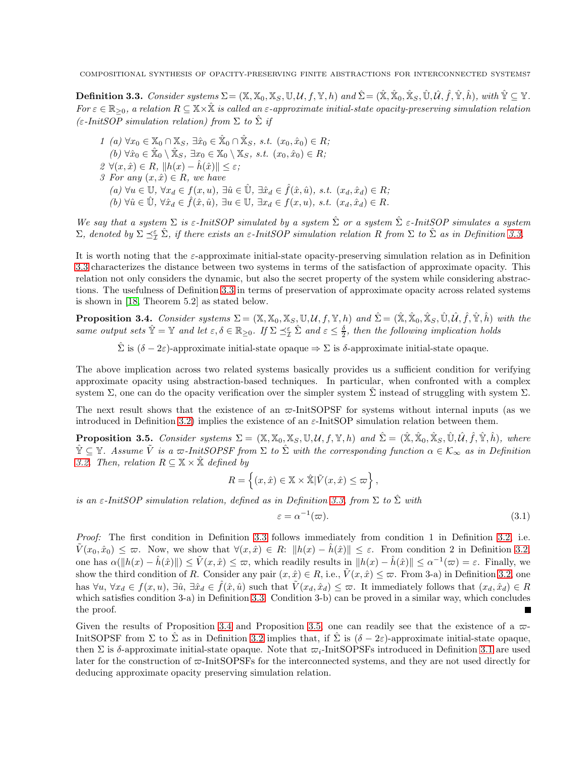**Definition 3.3.** *Consider systems* $\Sigma = (\mathbb{X}, \mathbb{X}_0, \mathbb{X}_S, \mathbb{U}, \mathcal{U}, f, \mathbb{Y}, h)$ *and* $\hat{\Sigma} = (\hat{\mathbb{X}}, \hat{\mathbb{X}}_0, \hat{\mathbb{X}}_S, \hat{\mathbb{U}}, \hat{\mathcal{U}}, \hat{f}, \hat{\mathbb{Y}}, \hat{h})$*, with* $\hat{\mathbb{Y}} \subseteq \mathbb{Y}$*. For* $\varepsilon \in \mathbb{R}_{\geq 0}$*, a relation* $R \subseteq \mathbb{X} \times \hat{\mathbb{X}}$ *is called an* $\varepsilon$*-approximate initial-state opacity-preserving simulation relation (*$\varepsilon$*-InitSOP simulation relation) from* $\Sigma$ *to* $\hat{\Sigma}$ *if*

1 (a) $\forall x_0 \in \mathbb{X}_0 \cap \mathbb{X}_S$, $\exists \hat{x}_0 \in \hat{\mathbb{X}}_0 \cap \hat{\mathbb{X}}_S$, *s.t.* $(x_0, \hat{x}_0) \in R$;
   (b) $\forall \hat{x}_0 \in \hat{\mathbb{X}}_0 \setminus \hat{\mathbb{X}}_S$, $\exists x_0 \in \mathbb{X}_0 \setminus \mathbb{X}_S$, *s.t.* $(x_0, \hat{x}_0) \in R$;

2 $\forall (x, \hat{x}) \in R$, $\|h(x) - \hat{h}(\hat{x})\| \leq \varepsilon$;

3 *For any* $(x, \hat{x}) \in R$*, we have*
   (a) $\forall u \in \mathbb{U}$, $\forall x_d \in f(x, u)$, $\exists \hat{u} \in \hat{\mathbb{U}}$, $\exists \hat{x}_d \in \hat{f}(\hat{x}, \hat{u})$, *s.t.* $(x_d, \hat{x}_d) \in R$;
   (b) $\forall \hat{u} \in \hat{\mathbb{U}}$, $\forall \hat{x}_d \in \hat{f}(\hat{x}, \hat{u})$, $\exists u \in \mathbb{U}$, $\exists x_d \in f(x, u)$, *s.t.* $(x_d, \hat{x}_d) \in R$.

*We say that a system* $\Sigma$ *is* $\varepsilon$*-InitSOP simulated by a system* $\hat{\Sigma}$ *or a system* $\hat{\Sigma}$ $\varepsilon$*-InitSOP simulates a system* $\Sigma$*, denoted by* $\Sigma \preceq^{\varepsilon}_{\mathcal{I}} \hat{\Sigma}$*, if there exists an* $\varepsilon$*-InitSOP simulation relation* $R$ *from* $\Sigma$ *to* $\hat{\Sigma}$ *as in Definition 3.3.*

It is worth noting that the $\varepsilon$-approximate initial-state opacity-preserving simulation relation as in Definition 3.3 characterizes the distance between two systems in terms of the satisfaction of approximate opacity. This relation not only considers the dynamic, but also the secret property of the system while considering abstractions. The usefulness of Definition 3.3 in terms of preservation of approximate opacity across related systems is shown in [18, Theorem 5.2] as stated below.

**Proposition 3.4.** *Consider systems* $\Sigma = (\mathbb{X}, \mathbb{X}_0, \mathbb{X}_S, \mathbb{U}, \mathcal{U}, f, \mathbb{Y}, h)$ *and* $\hat{\Sigma} = (\hat{\mathbb{X}}, \hat{\mathbb{X}}_0, \hat{\mathbb{X}}_S, \hat{\mathbb{U}}, \hat{\mathcal{U}}, \hat{f}, \hat{\mathbb{Y}}, \hat{h})$ *with the same output sets* $\hat{\mathbb{Y}} = \mathbb{Y}$ *and let* $\varepsilon, \delta \in \mathbb{R}_{\geq 0}$*. If* $\Sigma \preceq^{\varepsilon}_{\mathcal{I}} \hat{\Sigma}$ *and* $\varepsilon \leq \frac{\delta}{2}$*, then the following implication holds*

$$\hat{\Sigma} \text{ is } (\delta - 2\varepsilon)\text{-approximate initial-state opaque} \Rightarrow \Sigma \text{ is } \delta\text{-approximate initial-state opaque.}$$

The above implication across two related systems basically provides us a sufficient condition for verifying approximate opacity using abstraction-based techniques. In particular, when confronted with a complex system $\Sigma$, one can do the opacity verification over the simpler system $\hat{\Sigma}$ instead of struggling with system $\Sigma$.

The next result shows that the existence of an $\varpi$-InitSOPSF for systems without internal inputs (as we introduced in Definition 3.2) implies the existence of an $\varepsilon$-InitSOP simulation relation between them.

**Proposition 3.5.** *Consider systems* $\Sigma = (\mathbb{X}, \mathbb{X}_0, \mathbb{X}_S, \mathbb{U}, \mathcal{U}, f, \mathbb{Y}, h)$ *and* $\hat{\Sigma} = (\hat{\mathbb{X}}, \hat{\mathbb{X}}_0, \hat{\mathbb{X}}_S, \hat{\mathbb{U}}, \hat{\mathcal{U}}, \hat{f}, \hat{\mathbb{Y}}, \hat{h})$*, where* $\hat{\mathbb{Y}} \subseteq \mathbb{Y}$*. Assume* $\tilde{V}$ *is a* $\varpi$*-InitSOPSF from* $\Sigma$ *to* $\hat{\Sigma}$ *with the corresponding function* $\alpha \in \mathcal{K}_\infty$ *as in Definition 3.2. Then, relation* $R \subseteq \mathbb{X} \times \hat{\mathbb{X}}$ *defined by*

$$R = \left\{ (x, \hat{x}) \in \mathbb{X} \times \hat{\mathbb{X}} | \tilde{V}(x, \hat{x}) \leq \varpi \right\},$$

*is an* $\varepsilon$*-InitSOP simulation relation, defined as in Definition 3.3, from* $\Sigma$ *to* $\hat{\Sigma}$ *with*

$$\varepsilon = \alpha^{-1}(\varpi). \tag{3.1}$$

*Proof:* The first condition in Definition 3.3 follows immediately from condition 1 in Definition 3.2, i.e. $\tilde{V}(x_0, \hat{x}_0) \leq \varpi$. Now, we show that $\forall (x, \hat{x}) \in R$: $\|h(x) - \hat{h}(\hat{x})\| \leq \varepsilon$. From condition 2 in Definition 3.2, one has $\alpha(\|h(x) - \hat{h}(\hat{x})\|) \leq \tilde{V}(x, \hat{x}) \leq \varpi$, which readily results in $\|h(x) - \hat{h}(\hat{x})\| \leq \alpha^{-1}(\varpi) = \varepsilon$. Finally, we show the third condition of $R$. Consider any pair $(x, \hat{x}) \in R$, i.e., $\tilde{V}(x, \hat{x}) \leq \varpi$. From 3-a) in Definition 3.2, one has $\forall u$, $\forall x_d \in f(x, u)$, $\exists \hat{u}$, $\exists \hat{x}_d \in \hat{f}(\hat{x}, \hat{u})$ such that $\tilde{V}(x_d, \hat{x}_d) \leq \varpi$. It immediately follows that $(x_d, \hat{x}_d) \in R$ which satisfies condition 3-a) in Definition 3.3. Condition 3-b) can be proved in a similar way, which concludes the proof. ∎

Given the results of Proposition 3.4 and Proposition 3.5, one can readily see that the existence of a $\varpi$-InitSOPSF from $\Sigma$ to $\hat{\Sigma}$ as in Definition 3.2 implies that, if $\hat{\Sigma}$ is $(\delta - 2\varepsilon)$-approximate initial-state opaque, then $\Sigma$ is $\delta$-approximate initial-state opaque. Note that $\varpi_i$-InitSOPSFs introduced in Definition 3.1 are used later for the construction of $\varpi$-InitSOPSFs for the interconnected systems, and they are not used directly for deducing approximate opacity preserving simulation relation.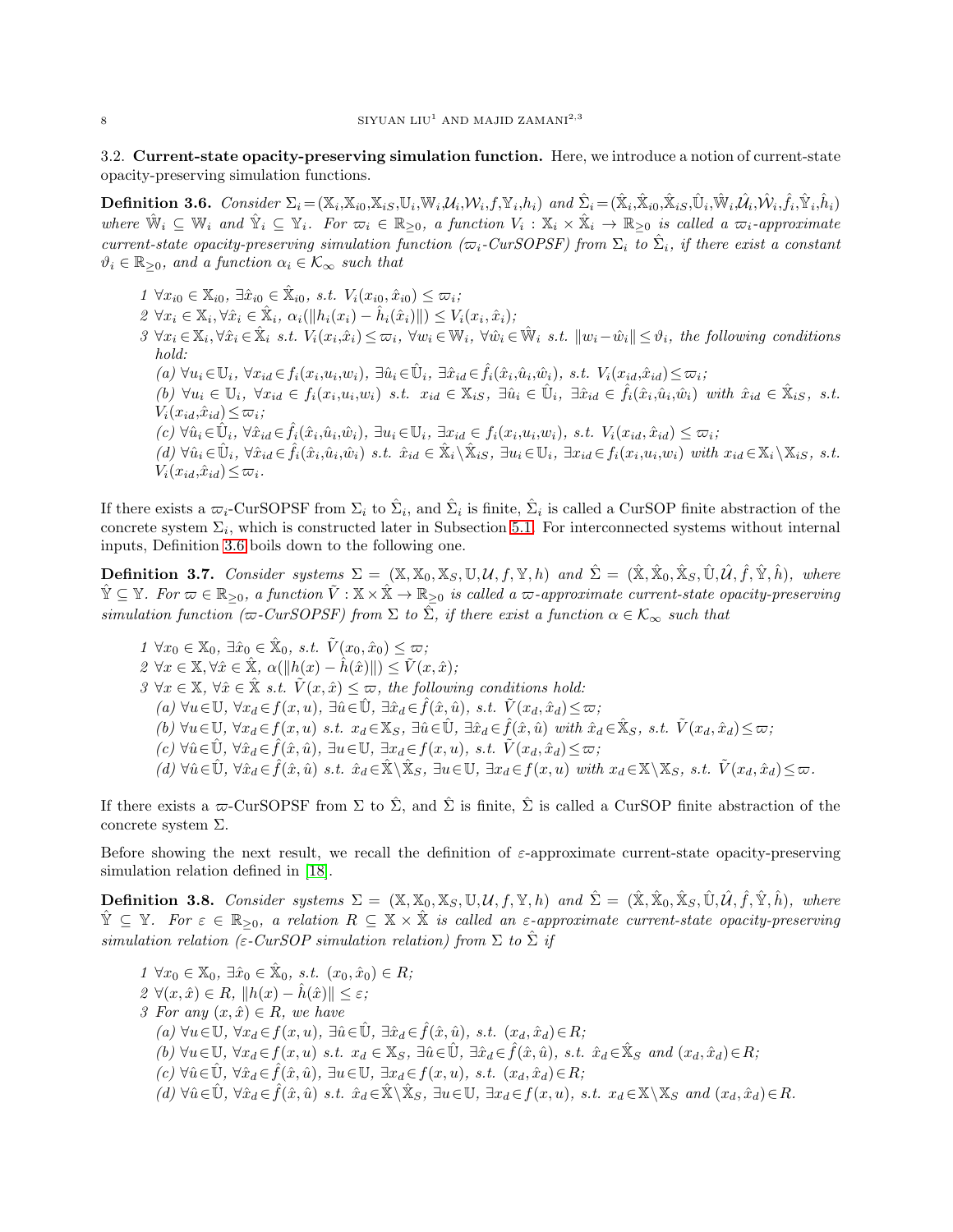### 3.2. Current-state opacity-preserving simulation function.

Here, we introduce a notion of current-state opacity-preserving simulation functions.

**Definition 3.6.** *Consider $\Sigma_i=(\mathbb{X}_i,\mathbb{X}_{i0},\mathbb{X}_{iS},\mathbb{U}_i,\mathbb{W}_i,\mathcal{U}_i,\mathcal{W}_i,f,\mathbb{Y}_i,h_i)$ and $\hat{\Sigma}_i=(\hat{\mathbb{X}}_i,\hat{\mathbb{X}}_{i0},\hat{\mathbb{X}}_{iS},\hat{\mathbb{U}}_i,\hat{\mathbb{W}}_i,\hat{\mathcal{U}}_i,\hat{\mathcal{W}}_i,\hat{f}_i,\hat{\mathbb{Y}}_i,\hat{h}_i)$ where $\hat{\mathbb{W}}_i \subseteq \mathbb{W}_i$ and $\hat{\mathbb{Y}}_i \subseteq \mathbb{Y}_i$. For $\varpi_i \in \mathbb{R}_{\geq 0}$, a function $V_i : \mathbb{X}_i \times \hat{\mathbb{X}}_i \to \mathbb{R}_{\geq 0}$ is called a $\varpi_i$-approximate current-state opacity-preserving simulation function ($\varpi_i$-CurSOPSF) from $\Sigma_i$ to $\hat{\Sigma}_i$, if there exist a constant $\vartheta_i \in \mathbb{R}_{\geq 0}$, and a function $\alpha_i \in \mathcal{K}_\infty$ such that*

1. $\forall x_{i0} \in \mathbb{X}_{i0}$, $\exists \hat{x}_{i0} \in \hat{\mathbb{X}}_{i0}$, s.t. $V_i(x_{i0}, \hat{x}_{i0}) \leq \varpi_i$;
2. $\forall x_i \in \mathbb{X}_i, \forall \hat{x}_i \in \hat{\mathbb{X}}_i$, $\alpha_i(\|h_i(x_i) - \hat{h}_i(\hat{x}_i)\|) \leq V_i(x_i, \hat{x}_i)$;
3. $\forall x_i \in \mathbb{X}_i, \forall \hat{x}_i \in \hat{\mathbb{X}}_i$ s.t. $V_i(x_i,\hat{x}_i) \leq \varpi_i$, $\forall w_i \in \mathbb{W}_i$, $\forall \hat{w}_i \in \hat{\mathbb{W}}_i$ s.t. $\|w_i - \hat{w}_i\| \leq \vartheta_i$, the following conditions hold:
   - (a) $\forall u_i \in \mathbb{U}_i$, $\forall x_{id} \in f_i(x_i,u_i,w_i)$, $\exists \hat{u}_i \in \hat{\mathbb{U}}_i$, $\exists \hat{x}_{id} \in \hat{f}_i(\hat{x}_i,\hat{u}_i,\hat{w}_i)$, s.t. $V_i(x_{id},\hat{x}_{id}) \leq \varpi_i$;
   - (b) $\forall u_i \in \mathbb{U}_i$, $\forall x_{id} \in f_i(x_i,u_i,w_i)$ s.t. $x_{id} \in \mathbb{X}_{iS}$, $\exists \hat{u}_i \in \hat{\mathbb{U}}_i$, $\exists \hat{x}_{id} \in \hat{f}_i(\hat{x}_i,\hat{u}_i,\hat{w}_i)$ with $\hat{x}_{id} \in \hat{\mathbb{X}}_{iS}$, s.t. $V_i(x_{id},\hat{x}_{id}) \leq \varpi_i$;
   - (c) $\forall \hat{u}_i \in \hat{\mathbb{U}}_i$, $\forall \hat{x}_{id} \in \hat{f}_i(\hat{x}_i,\hat{u}_i,\hat{w}_i)$, $\exists u_i \in \mathbb{U}_i$, $\exists x_{id} \in f_i(x_i,u_i,w_i)$, s.t. $V_i(x_{id},\hat{x}_{id}) \leq \varpi_i$;
   - (d) $\forall \hat{u}_i \in \hat{\mathbb{U}}_i$, $\forall \hat{x}_{id} \in \hat{f}_i(\hat{x}_i,\hat{u}_i,\hat{w}_i)$ s.t. $\hat{x}_{id} \in \hat{\mathbb{X}}_i \setminus \hat{\mathbb{X}}_{iS}$, $\exists u_i \in \mathbb{U}_i$, $\exists x_{id} \in f_i(x_i,u_i,w_i)$ with $x_{id} \in \mathbb{X}_i \setminus \mathbb{X}_{iS}$, s.t. $V_i(x_{id},\hat{x}_{id}) \leq \varpi_i$.

If there exists a $\varpi_i$-CurSOPSF from $\Sigma_i$ to $\hat{\Sigma}_i$, and $\hat{\Sigma}_i$ is finite, $\hat{\Sigma}_i$ is called a CurSOP finite abstraction of the concrete system $\Sigma_i$, which is constructed later in Subsection 5.1. For interconnected systems without internal inputs, Definition 3.6 boils down to the following one.

**Definition 3.7.** *Consider systems $\Sigma = (\mathbb{X}, \mathbb{X}_0, \mathbb{X}_S, \mathbb{U}, \mathcal{U}, f, \mathbb{Y}, h)$ and $\hat{\Sigma} = (\hat{\mathbb{X}}, \hat{\mathbb{X}}_0, \hat{\mathbb{X}}_S, \hat{\mathbb{U}}, \hat{\mathcal{U}}, \hat{f}, \hat{\mathbb{Y}}, \hat{h})$, where $\hat{\mathbb{Y}} \subseteq \mathbb{Y}$. For $\varpi \in \mathbb{R}_{\geq 0}$, a function $\tilde{V} : \mathbb{X} \times \hat{\mathbb{X}} \to \mathbb{R}_{\geq 0}$ is called a $\varpi$-approximate current-state opacity-preserving simulation function ($\varpi$-CurSOPSF) from $\Sigma$ to $\hat{\Sigma}$, if there exist a function $\alpha \in \mathcal{K}_\infty$ such that*

1. $\forall x_0 \in \mathbb{X}_0$, $\exists \hat{x}_0 \in \hat{\mathbb{X}}_0$, s.t. $\tilde{V}(x_0, \hat{x}_0) \leq \varpi$;
2. $\forall x \in \mathbb{X}, \forall \hat{x} \in \hat{\mathbb{X}}$, $\alpha(\|h(x) - \hat{h}(\hat{x})\|) \leq \tilde{V}(x, \hat{x})$;
3. $\forall x \in \mathbb{X}$, $\forall \hat{x} \in \hat{\mathbb{X}}$ s.t. $\tilde{V}(x, \hat{x}) \leq \varpi$, the following conditions hold:
   - (a) $\forall u \in \mathbb{U}$, $\forall x_d \in f(x, u)$, $\exists \hat{u} \in \hat{\mathbb{U}}$, $\exists \hat{x}_d \in \hat{f}(\hat{x}, \hat{u})$, s.t. $\tilde{V}(x_d, \hat{x}_d) \leq \varpi$;
   - (b) $\forall u \in \mathbb{U}$, $\forall x_d \in f(x, u)$ s.t. $x_d \in \mathbb{X}_S$, $\exists \hat{u} \in \hat{\mathbb{U}}$, $\exists \hat{x}_d \in \hat{f}(\hat{x}, \hat{u})$ with $\hat{x}_d \in \hat{\mathbb{X}}_S$, s.t. $\tilde{V}(x_d, \hat{x}_d) \leq \varpi$;
   - (c) $\forall \hat{u} \in \hat{\mathbb{U}}$, $\forall \hat{x}_d \in \hat{f}(\hat{x}, \hat{u})$, $\exists u \in \mathbb{U}$, $\exists x_d \in f(x, u)$, s.t. $\tilde{V}(x_d, \hat{x}_d) \leq \varpi$;
   - (d) $\forall \hat{u} \in \hat{\mathbb{U}}$, $\forall \hat{x}_d \in \hat{f}(\hat{x}, \hat{u})$ s.t. $\hat{x}_d \in \hat{\mathbb{X}} \setminus \hat{\mathbb{X}}_S$, $\exists u \in \mathbb{U}$, $\exists x_d \in f(x, u)$ with $x_d \in \mathbb{X} \setminus \mathbb{X}_S$, s.t. $\tilde{V}(x_d, \hat{x}_d) \leq \varpi$.

If there exists a $\varpi$-CurSOPSF from $\Sigma$ to $\hat{\Sigma}$, and $\hat{\Sigma}$ is finite, $\hat{\Sigma}$ is called a CurSOP finite abstraction of the concrete system $\Sigma$.

Before showing the next result, we recall the definition of $\varepsilon$-approximate current-state opacity-preserving simulation relation defined in [18].

**Definition 3.8.** *Consider systems $\Sigma = (\mathbb{X}, \mathbb{X}_0, \mathbb{X}_S, \mathbb{U}, \mathcal{U}, f, \mathbb{Y}, h)$ and $\hat{\Sigma} = (\hat{\mathbb{X}}, \hat{\mathbb{X}}_0, \hat{\mathbb{X}}_S, \hat{\mathbb{U}}, \hat{\mathcal{U}}, \hat{f}, \hat{\mathbb{Y}}, \hat{h})$, where $\hat{\mathbb{Y}} \subseteq \mathbb{Y}$. For $\varepsilon \in \mathbb{R}_{\geq 0}$, a relation $R \subseteq \mathbb{X} \times \hat{\mathbb{X}}$ is called an $\varepsilon$-approximate current-state opacity-preserving simulation relation ($\varepsilon$-CurSOP simulation relation) from $\Sigma$ to $\hat{\Sigma}$ if*

1. $\forall x_0 \in \mathbb{X}_0$, $\exists \hat{x}_0 \in \hat{\mathbb{X}}_0$, s.t. $(x_0, \hat{x}_0) \in R$;
2. $\forall (x, \hat{x}) \in R$, $\|h(x) - \hat{h}(\hat{x})\| \leq \varepsilon$;
3. For any $(x, \hat{x}) \in R$, we have
   - (a) $\forall u \in \mathbb{U}$, $\forall x_d \in f(x, u)$, $\exists \hat{u} \in \hat{\mathbb{U}}$, $\exists \hat{x}_d \in \hat{f}(\hat{x}, \hat{u})$, s.t. $(x_d, \hat{x}_d) \in R$;
   - (b) $\forall u \in \mathbb{U}$, $\forall x_d \in f(x, u)$ s.t. $x_d \in \mathbb{X}_S$, $\exists \hat{u} \in \hat{\mathbb{U}}$, $\exists \hat{x}_d \in \hat{f}(\hat{x}, \hat{u})$, s.t. $\hat{x}_d \in \hat{\mathbb{X}}_S$ and $(x_d, \hat{x}_d) \in R$;
   - (c) $\forall \hat{u} \in \hat{\mathbb{U}}$, $\forall \hat{x}_d \in \hat{f}(\hat{x}, \hat{u})$, $\exists u \in \mathbb{U}$, $\exists x_d \in f(x, u)$, s.t. $(x_d, \hat{x}_d) \in R$;
   - (d) $\forall \hat{u} \in \hat{\mathbb{U}}$, $\forall \hat{x}_d \in \hat{f}(\hat{x}, \hat{u})$ s.t. $\hat{x}_d \in \hat{\mathbb{X}} \setminus \hat{\mathbb{X}}_S$, $\exists u \in \mathbb{U}$, $\exists x_d \in f(x, u)$, s.t. $x_d \in \mathbb{X} \setminus \mathbb{X}_S$ and $(x_d, \hat{x}_d) \in R$.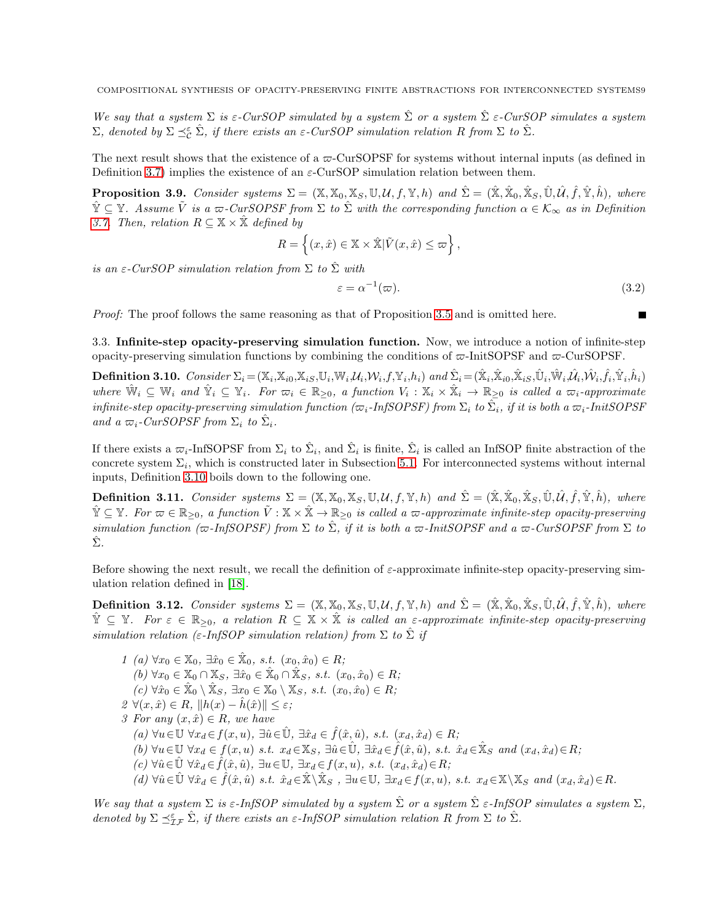*We say that a system $\Sigma$ is $\varepsilon$-CurSOP simulated by a system $\hat{\Sigma}$ or a system $\hat{\Sigma}$ $\varepsilon$-CurSOP simulates a system $\Sigma$, denoted by $\Sigma \preceq_{\mathcal{C}}^{\varepsilon} \hat{\Sigma}$, if there exists an $\varepsilon$-CurSOP simulation relation $R$ from $\Sigma$ to $\hat{\Sigma}$.*

The next result shows that the existence of a $\varpi$-CurSOPSF for systems without internal inputs (as defined in Definition 3.7) implies the existence of an $\varepsilon$-CurSOP simulation relation between them.

**Proposition 3.9.** *Consider systems $\Sigma = (\mathbb{X}, \mathbb{X}_0, \mathbb{X}_S, \mathbb{U}, \mathcal{U}, f, \mathbb{Y}, h)$ and $\hat{\Sigma} = (\hat{\mathbb{X}}, \hat{\mathbb{X}}_0, \hat{\mathbb{X}}_S, \hat{\mathbb{U}}, \hat{\mathcal{U}}, \hat{f}, \hat{\mathbb{Y}}, \hat{h})$, where $\hat{\mathbb{Y}} \subseteq \mathbb{Y}$. Assume $\tilde{V}$ is a $\varpi$-CurSOPSF from $\Sigma$ to $\hat{\Sigma}$ with the corresponding function $\alpha \in \mathcal{K}_\infty$ as in Definition 3.7. Then, relation $R \subseteq \mathbb{X} \times \hat{\mathbb{X}}$ defined by*

$$R = \left\{ (x, \hat{x}) \in \mathbb{X} \times \hat{\mathbb{X}} | \tilde{V}(x, \hat{x}) \leq \varpi \right\},$$

*is an $\varepsilon$-CurSOP simulation relation from $\Sigma$ to $\hat{\Sigma}$ with*

$$\varepsilon = \alpha^{-1}(\varpi). \tag{3.2}$$

*Proof:* The proof follows the same reasoning as that of Proposition 3.5 and is omitted here. ∎

### 3.3. Infinite-step opacity-preserving simulation function.

Now, we introduce a notion of infinite-step opacity-preserving simulation functions by combining the conditions of $\varpi$-InitSOPSF and $\varpi$-CurSOPSF.

**Definition 3.10.** *Consider $\Sigma_i = (\mathbb{X}_i, \mathbb{X}_{i0}, \mathbb{X}_{iS}, \mathbb{U}_i, \mathbb{W}_i, \mathcal{U}_i, \mathcal{W}_i, f, \mathbb{Y}_i, h_i)$ and $\hat{\Sigma}_i = (\hat{\mathbb{X}}_i, \hat{\mathbb{X}}_{i0}, \hat{\mathbb{X}}_{iS}, \hat{\mathbb{U}}_i, \hat{\mathbb{W}}_i, \hat{\mathcal{U}}_i, \hat{\mathcal{W}}_i, \hat{f}_i, \hat{\mathbb{Y}}_i, \hat{h}_i)$ where $\hat{\mathbb{W}}_i \subseteq \mathbb{W}_i$ and $\hat{\mathbb{Y}}_i \subseteq \mathbb{Y}_i$. For $\varpi_i \in \mathbb{R}_{\geq 0}$, a function $V_i : \mathbb{X}_i \times \hat{\mathbb{X}}_i \to \mathbb{R}_{\geq 0}$ is called a $\varpi_i$-approximate infinite-step opacity-preserving simulation function ($\varpi_i$-InfSOPSF) from $\Sigma_i$ to $\hat{\Sigma}_i$, if it is both a $\varpi_i$-InitSOPSF and a $\varpi_i$-CurSOPSF from $\Sigma_i$ to $\hat{\Sigma}_i$.*

If there exists a $\varpi_i$-InfSOPSF from $\Sigma_i$ to $\hat{\Sigma}_i$, and $\hat{\Sigma}_i$ is finite, $\hat{\Sigma}_i$ is called an InfSOP finite abstraction of the concrete system $\Sigma_i$, which is constructed later in Subsection 5.1. For interconnected systems without internal inputs, Definition 3.10 boils down to the following one.

**Definition 3.11.** *Consider systems $\Sigma = (\mathbb{X}, \mathbb{X}_0, \mathbb{X}_S, \mathbb{U}, \mathcal{U}, f, \mathbb{Y}, h)$ and $\hat{\Sigma} = (\hat{\mathbb{X}}, \hat{\mathbb{X}}_0, \hat{\mathbb{X}}_S, \hat{\mathbb{U}}, \hat{\mathcal{U}}, \hat{f}, \hat{\mathbb{Y}}, \hat{h})$, where $\hat{\mathbb{Y}} \subseteq \mathbb{Y}$. For $\varpi \in \mathbb{R}_{\geq 0}$, a function $\tilde{V} : \mathbb{X} \times \hat{\mathbb{X}} \to \mathbb{R}_{\geq 0}$ is called a $\varpi$-approximate infinite-step opacity-preserving simulation function ($\varpi$-InfSOPSF) from $\Sigma$ to $\hat{\Sigma}$, if it is both a $\varpi$-InitSOPSF and a $\varpi$-CurSOPSF from $\Sigma$ to $\hat{\Sigma}$.*

Before showing the next result, we recall the definition of $\varepsilon$-approximate infinite-step opacity-preserving simulation relation defined in [18].

**Definition 3.12.** *Consider systems $\Sigma = (\mathbb{X}, \mathbb{X}_0, \mathbb{X}_S, \mathbb{U}, \mathcal{U}, f, \mathbb{Y}, h)$ and $\hat{\Sigma} = (\hat{\mathbb{X}}, \hat{\mathbb{X}}_0, \hat{\mathbb{X}}_S, \hat{\mathbb{U}}, \hat{\mathcal{U}}, \hat{f}, \hat{\mathbb{Y}}, \hat{h})$, where $\hat{\mathbb{Y}} \subseteq \mathbb{Y}$. For $\varepsilon \in \mathbb{R}_{\geq 0}$, a relation $R \subseteq \mathbb{X} \times \hat{\mathbb{X}}$ is called an $\varepsilon$-approximate infinite-step opacity-preserving simulation relation ($\varepsilon$-InfSOP simulation relation) from $\Sigma$ to $\hat{\Sigma}$ if*

1. (a) $\forall x_0 \in \mathbb{X}_0$, $\exists \hat{x}_0 \in \hat{\mathbb{X}}_0$, s.t. $(x_0, \hat{x}_0) \in R$;
   (b) $\forall x_0 \in \mathbb{X}_0 \cap \mathbb{X}_S$, $\exists \hat{x}_0 \in \hat{\mathbb{X}}_0 \cap \hat{\mathbb{X}}_S$, s.t. $(x_0, \hat{x}_0) \in R$;
   (c) $\forall \hat{x}_0 \in \hat{\mathbb{X}}_0 \setminus \hat{\mathbb{X}}_S$, $\exists x_0 \in \mathbb{X}_0 \setminus \mathbb{X}_S$, s.t. $(x_0, \hat{x}_0) \in R$;
2. $\forall (x, \hat{x}) \in R$, $\|h(x) - \hat{h}(\hat{x})\| \leq \varepsilon$;
3. For any $(x, \hat{x}) \in R$, we have
   (a) $\forall u \in \mathbb{U}$ $\forall x_d \in f(x, u)$, $\exists \hat{u} \in \hat{\mathbb{U}}$, $\exists \hat{x}_d \in \hat{f}(\hat{x}, \hat{u})$, s.t. $(x_d, \hat{x}_d) \in R$;
   (b) $\forall u \in \mathbb{U}$ $\forall x_d \in f(x, u)$ s.t. $x_d \in \mathbb{X}_S$, $\exists \hat{u} \in \hat{\mathbb{U}}$, $\exists \hat{x}_d \in \hat{f}(\hat{x}, \hat{u})$, s.t. $\hat{x}_d \in \hat{\mathbb{X}}_S$ and $(x_d, \hat{x}_d) \in R$;
   (c) $\forall \hat{u} \in \hat{\mathbb{U}}$ $\forall \hat{x}_d \in \hat{f}(\hat{x}, \hat{u})$, $\exists u \in \mathbb{U}$, $\exists x_d \in f(x, u)$, s.t. $(x_d, \hat{x}_d) \in R$;
   (d) $\forall \hat{u} \in \hat{\mathbb{U}}$ $\forall \hat{x}_d \in \hat{f}(\hat{x}, \hat{u})$ s.t. $\hat{x}_d \in \hat{\mathbb{X}} \setminus \hat{\mathbb{X}}_S$, $\exists u \in \mathbb{U}$, $\exists x_d \in f(x, u)$, s.t. $x_d \in \mathbb{X} \setminus \mathbb{X}_S$ and $(x_d, \hat{x}_d) \in R$.

*We say that a system $\Sigma$ is $\varepsilon$-InfSOP simulated by a system $\hat{\Sigma}$ or a system $\hat{\Sigma}$ $\varepsilon$-InfSOP simulates a system $\Sigma$, denoted by $\Sigma \preceq_{\mathcal{IF}}^{\varepsilon} \hat{\Sigma}$, if there exists an $\varepsilon$-InfSOP simulation relation $R$ from $\Sigma$ to $\hat{\Sigma}$.*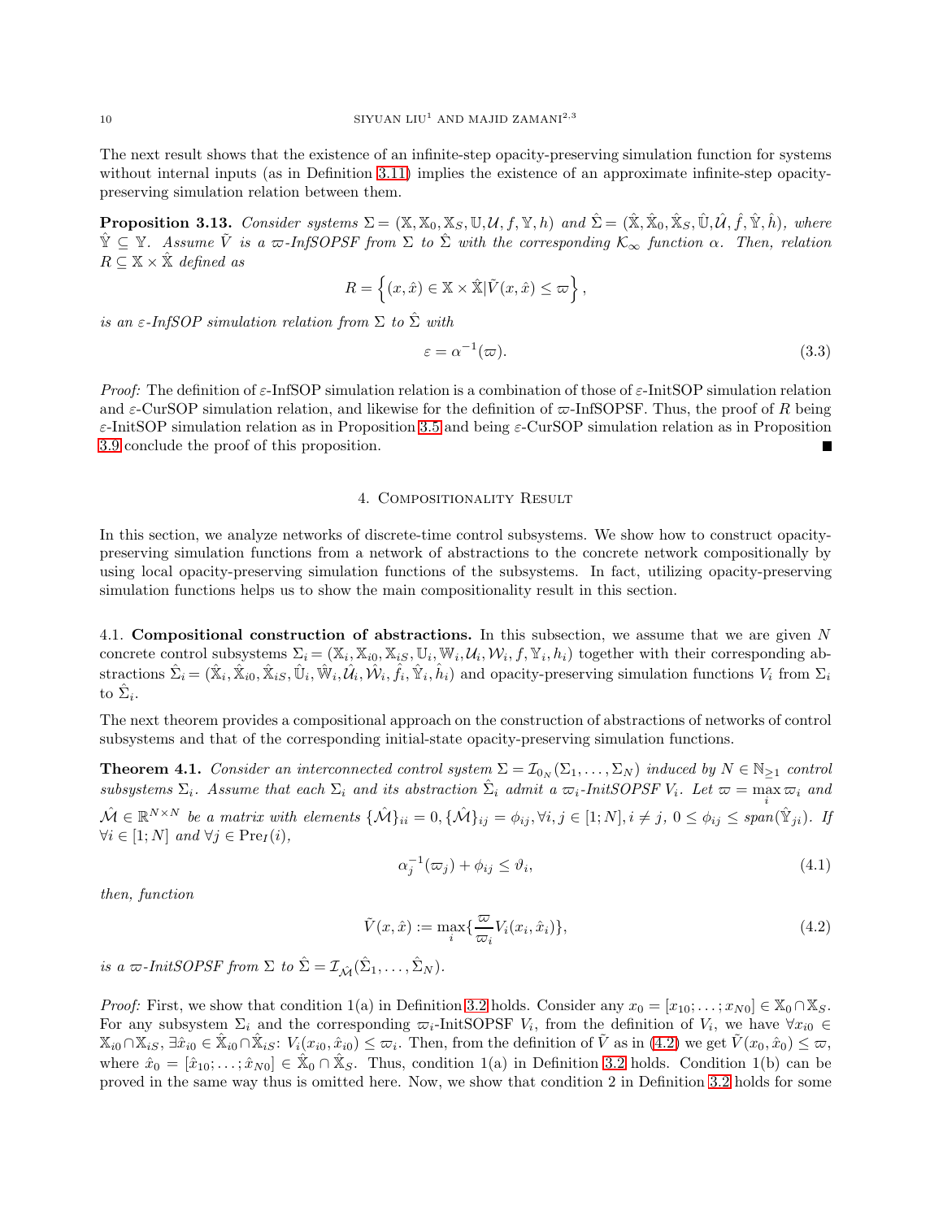The next result shows that the existence of an infinite-step opacity-preserving simulation function for systems without internal inputs (as in Definition 3.11) implies the existence of an approximate infinite-step opacity-preserving simulation relation between them.

**Proposition 3.13.** *Consider systems $\Sigma = (\mathbb{X}, \mathbb{X}_0, \mathbb{X}_S, \mathbb{U}, \mathcal{U}, f, \mathbb{Y}, h)$ and $\hat{\Sigma} = (\hat{\mathbb{X}}, \hat{\mathbb{X}}_0, \hat{\mathbb{X}}_S, \hat{\mathbb{U}}, \hat{\mathcal{U}}, \hat{f}, \hat{\mathbb{Y}}, \hat{h})$, where $\hat{\mathbb{Y}} \subseteq \mathbb{Y}$. Assume $\tilde{V}$ is a $\varpi$-InfSOPSF from $\Sigma$ to $\hat{\Sigma}$ with the corresponding $\mathcal{K}_\infty$ function $\alpha$. Then, relation $R \subseteq \mathbb{X} \times \hat{\mathbb{X}}$ defined as*

$$R = \left\{(x, \hat{x}) \in \mathbb{X} \times \hat{\mathbb{X}} | \tilde{V}(x, \hat{x}) \leq \varpi\right\},$$

*is an $\varepsilon$-InfSOP simulation relation from $\Sigma$ to $\hat{\Sigma}$ with*

$$\varepsilon = \alpha^{-1}(\varpi). \tag{3.3}$$

*Proof:* The definition of $\varepsilon$-InfSOP simulation relation is a combination of those of $\varepsilon$-InitSOP simulation relation and $\varepsilon$-CurSOP simulation relation, and likewise for the definition of $\varpi$-InfSOPSF. Thus, the proof of $R$ being $\varepsilon$-InitSOP simulation relation as in Proposition 3.5 and being $\varepsilon$-CurSOP simulation relation as in Proposition 3.9 conclude the proof of this proposition. ∎

## 4. Compositionality Result

In this section, we analyze networks of discrete-time control subsystems. We show how to construct opacity-preserving simulation functions from a network of abstractions to the concrete network compositionally by using local opacity-preserving simulation functions of the subsystems. In fact, utilizing opacity-preserving simulation functions helps us to show the main compositionality result in this section.

### 4.1. Compositional construction of abstractions.

In this subsection, we assume that we are given $N$ concrete control subsystems $\Sigma_i = (\mathbb{X}_i, \mathbb{X}_{i0}, \mathbb{X}_{iS}, \mathbb{U}_i, \mathbb{W}_i, \mathcal{U}_i, \mathcal{W}_i, f, \mathbb{Y}_i, h_i)$ together with their corresponding abstractions $\hat{\Sigma}_i = (\hat{\mathbb{X}}_i, \hat{\mathbb{X}}_{i0}, \hat{\mathbb{X}}_{iS}, \hat{\mathbb{U}}_i, \hat{\mathbb{W}}_i, \hat{\mathcal{U}}_i, \hat{\mathcal{W}}_i, \hat{f}_i, \hat{\mathbb{Y}}_i, \hat{h}_i)$ and opacity-preserving simulation functions $V_i$ from $\Sigma_i$ to $\hat{\Sigma}_i$.

The next theorem provides a compositional approach on the construction of abstractions of networks of control subsystems and that of the corresponding initial-state opacity-preserving simulation functions.

**Theorem 4.1.** *Consider an interconnected control system $\Sigma = \mathcal{I}_{0_N}(\Sigma_1, \ldots, \Sigma_N)$ induced by $N \in \mathbb{N}_{\geq 1}$ control subsystems $\Sigma_i$. Assume that each $\Sigma_i$ and its abstraction $\hat{\Sigma}_i$ admit a $\varpi_i$-InitSOPSF $V_i$. Let $\varpi = \max\limits_i \varpi_i$ and $\hat{\mathcal{M}} \in \mathbb{R}^{N \times N}$ be a matrix with elements $\{\hat{\mathcal{M}}\}_{ii} = 0, \{\hat{\mathcal{M}}\}_{ij} = \phi_{ij}, \forall i, j \in [1; N], i \neq j$, $0 \leq \phi_{ij} \leq span(\hat{\mathbb{Y}}_{ji})$. If $\forall i \in [1; N]$ and $\forall j \in \text{Pre}_I(i)$,*

$$\alpha_j^{-1}(\varpi_j) + \phi_{ij} \leq \vartheta_i, \tag{4.1}$$

*then, function*

$$\tilde{V}(x, \hat{x}) := \max_i \{\frac{\varpi}{\varpi_i} V_i(x_i, \hat{x}_i)\}, \tag{4.2}$$

*is a $\varpi$-InitSOPSF from $\Sigma$ to $\hat{\Sigma} = \mathcal{I}_{\hat{\mathcal{M}}}(\hat{\Sigma}_1, \ldots, \hat{\Sigma}_N)$.*

*Proof:* First, we show that condition 1(a) in Definition 3.2 holds. Consider any $x_0 = [x_{10}; \ldots; x_{N0}] \in \mathbb{X}_0 \cap \mathbb{X}_S$. For any subsystem $\Sigma_i$ and the corresponding $\varpi_i$-InitSOPSF $V_i$, from the definition of $V_i$, we have $\forall x_{i0} \in \mathbb{X}_{i0} \cap \mathbb{X}_{iS}$, $\exists \hat{x}_{i0} \in \hat{\mathbb{X}}_{i0} \cap \hat{\mathbb{X}}_{iS}$: $V_i(x_{i0}, \hat{x}_{i0}) \leq \varpi_i$. Then, from the definition of $\tilde{V}$ as in (4.2) we get $\tilde{V}(x_0, \hat{x}_0) \leq \varpi$, where $\hat{x}_0 = [\hat{x}_{10}; \ldots; \hat{x}_{N0}] \in \hat{\mathbb{X}}_0 \cap \hat{\mathbb{X}}_S$. Thus, condition 1(a) in Definition 3.2 holds. Condition 1(b) can be proved in the same way thus is omitted here. Now, we show that condition 2 in Definition 3.2 holds for some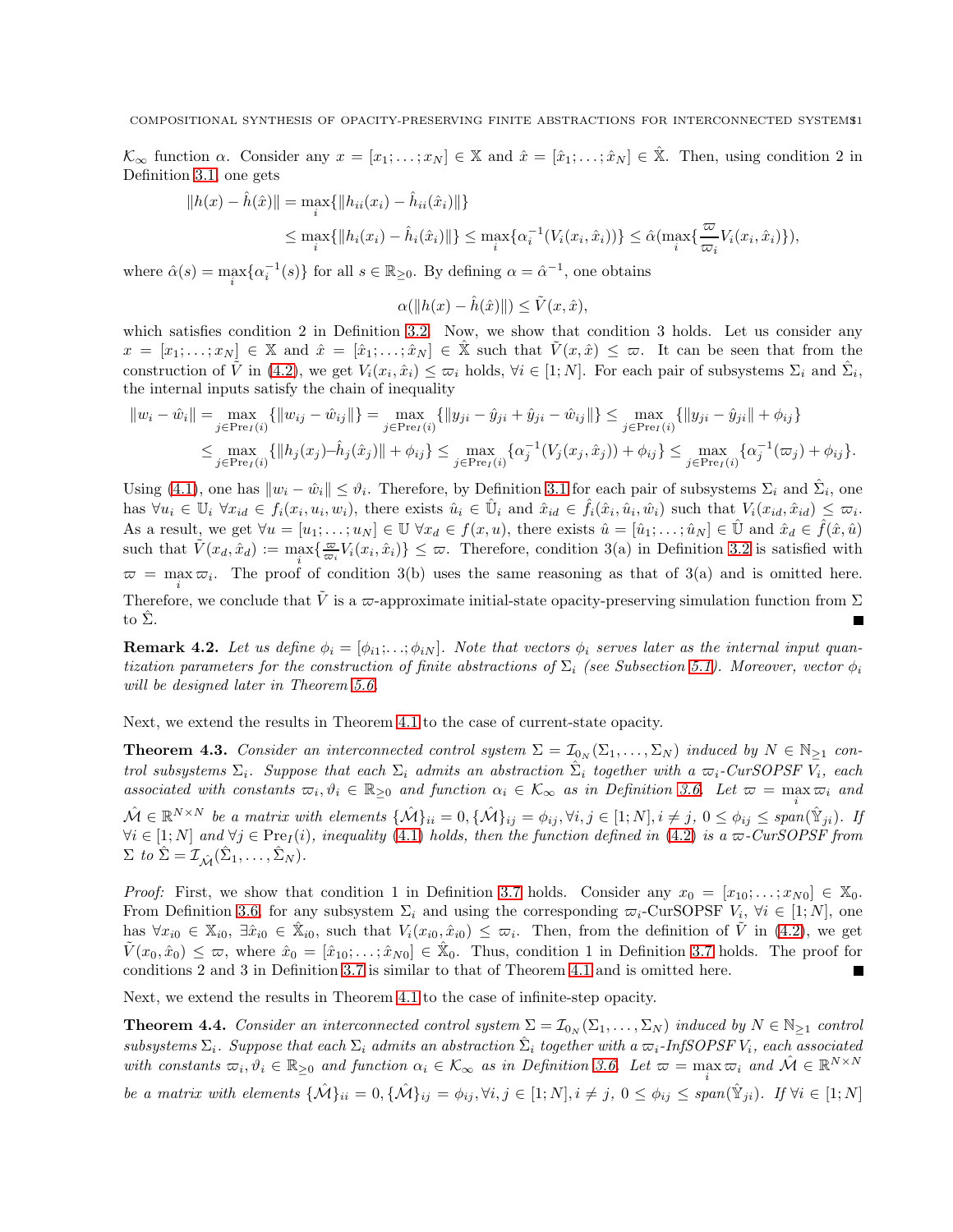$\mathcal{K}_\infty$ function $\alpha$. Consider any $x = [x_1; \ldots; x_N] \in \mathbb{X}$ and $\hat{x} = [\hat{x}_1; \ldots; \hat{x}_N] \in \hat{\mathbb{X}}$. Then, using condition 2 in Definition 3.1, one gets

$$\|h(x) - \hat{h}(\hat{x})\| = \max_i\{\|h_{ii}(x_i) - \hat{h}_{ii}(\hat{x}_i)\|\}$$
$$\leq \max_i\{\|h_i(x_i) - \hat{h}_i(\hat{x}_i)\|\} \leq \max_i\{\alpha_i^{-1}(V_i(x_i, \hat{x}_i))\} \leq \hat{\alpha}(\max_i\{\frac{\varpi}{\varpi_i}V_i(x_i, \hat{x}_i)\}),$$

where $\hat{\alpha}(s) = \max_i\{\alpha_i^{-1}(s)\}$ for all $s \in \mathbb{R}_{\geq 0}$. By defining $\alpha = \hat{\alpha}^{-1}$, one obtains

$$\alpha(\|h(x) - \hat{h}(\hat{x})\|) \leq \tilde{V}(x, \hat{x}),$$

which satisfies condition 2 in Definition 3.2. Now, we show that condition 3 holds. Let us consider any $x = [x_1; \ldots; x_N] \in \mathbb{X}$ and $\hat{x} = [\hat{x}_1; \ldots; \hat{x}_N] \in \hat{\mathbb{X}}$ such that $\tilde{V}(x, \hat{x}) \leq \varpi$. It can be seen that from the construction of $\tilde{V}$ in (4.2), we get $V_i(x_i, \hat{x}_i) \leq \varpi_i$ holds, $\forall i \in [1; N]$. For each pair of subsystems $\Sigma_i$ and $\hat{\Sigma}_i$, the internal inputs satisfy the chain of inequality

$$\|w_i - \hat{w}_i\| = \max_{j \in \mathrm{Pre}_I(i)}\{\|w_{ij} - \hat{w}_{ij}\|\} = \max_{j \in \mathrm{Pre}_I(i)}\{\|y_{ji} - \hat{y}_{ji} + \hat{y}_{ji} - \hat{w}_{ij}\|\} \leq \max_{j \in \mathrm{Pre}_I(i)}\{\|y_{ji} - \hat{y}_{ji}\| + \phi_{ij}\}$$
$$\leq \max_{j \in \mathrm{Pre}_I(i)}\{\|h_j(x_j) - \hat{h}_j(\hat{x}_j)\| + \phi_{ij}\} \leq \max_{j \in \mathrm{Pre}_I(i)}\{\alpha_j^{-1}(V_j(x_j, \hat{x}_j)) + \phi_{ij}\} \leq \max_{j \in \mathrm{Pre}_I(i)}\{\alpha_j^{-1}(\varpi_j) + \phi_{ij}\}.$$

Using (4.1), one has $\|w_i - \hat{w}_i\| \leq \vartheta_i$. Therefore, by Definition 3.1 for each pair of subsystems $\Sigma_i$ and $\hat{\Sigma}_i$, one has $\forall u_i \in \mathbb{U}_i$ $\forall x_{id} \in f_i(x_i, u_i, w_i)$, there exists $\hat{u}_i \in \hat{\mathbb{U}}_i$ and $\hat{x}_{id} \in \hat{f}_i(\hat{x}_i, \hat{u}_i, \hat{w}_i)$ such that $V_i(x_{id}, \hat{x}_{id}) \leq \varpi_i$. As a result, we get $\forall u = [u_1; \ldots; u_N] \in \mathbb{U}$ $\forall x_d \in f(x, u)$, there exists $\hat{u} = [\hat{u}_1; \ldots; \hat{u}_N] \in \hat{\mathbb{U}}$ and $\hat{x}_d \in \hat{f}(\hat{x}, \hat{u})$ such that $\tilde{V}(x_d, \hat{x}_d) := \max_i\{\frac{\varpi}{\varpi_i}V_i(x_i, \hat{x}_i)\} \leq \varpi$. Therefore, condition 3(a) in Definition 3.2 is satisfied with $\varpi = \max_i \varpi_i$. The proof of condition 3(b) uses the same reasoning as that of 3(a) and is omitted here. Therefore, we conclude that $\tilde{V}$ is a $\varpi$-approximate initial-state opacity-preserving simulation function from $\Sigma$ to $\hat{\Sigma}$. ∎

**Remark 4.2.** *Let us define $\phi_i = [\phi_{i1}; \ldots; \phi_{iN}]$. Note that vectors $\phi_i$ serves later as the internal input quantization parameters for the construction of finite abstractions of $\Sigma_i$ (see Subsection 5.1). Moreover, vector $\phi_i$ will be designed later in Theorem 5.6.*

Next, we extend the results in Theorem 4.1 to the case of current-state opacity.

**Theorem 4.3.** *Consider an interconnected control system $\Sigma = \mathcal{I}_{0_N}(\Sigma_1, \ldots, \Sigma_N)$ induced by $N \in \mathbb{N}_{\geq 1}$ control subsystems $\Sigma_i$. Suppose that each $\Sigma_i$ admits an abstraction $\hat{\Sigma}_i$ together with a $\varpi_i$-CurSOPSF $V_i$, each associated with constants $\varpi_i, \vartheta_i \in \mathbb{R}_{\geq 0}$ and function $\alpha_i \in \mathcal{K}_\infty$ as in Definition 3.6. Let $\varpi = \max_i \varpi_i$ and $\hat{\mathcal{M}} \in \mathbb{R}^{N \times N}$ be a matrix with elements $\{\hat{\mathcal{M}}\}_{ii} = 0, \{\hat{\mathcal{M}}\}_{ij} = \phi_{ij}, \forall i, j \in [1; N], i \neq j$, $0 \leq \phi_{ij} \leq span(\hat{\mathbb{Y}}_{ji})$. If $\forall i \in [1; N]$ and $\forall j \in \mathrm{Pre}_I(i)$, inequality (4.1) holds, then the function defined in (4.2) is a $\varpi$-CurSOPSF from $\Sigma$ to $\hat{\Sigma} = \mathcal{I}_{\hat{\mathcal{M}}}(\hat{\Sigma}_1, \ldots, \hat{\Sigma}_N)$.*

*Proof:* First, we show that condition 1 in Definition 3.7 holds. Consider any $x_0 = [x_{10}; \ldots; x_{N0}] \in \mathbb{X}_0$. From Definition 3.6, for any subsystem $\Sigma_i$ and using the corresponding $\varpi_i$-CurSOPSF $V_i$, $\forall i \in [1; N]$, one has $\forall x_{i0} \in \mathbb{X}_{i0}$, $\exists \hat{x}_{i0} \in \hat{\mathbb{X}}_{i0}$, such that $V_i(x_{i0}, \hat{x}_{i0}) \leq \varpi_i$. Then, from the definition of $\tilde{V}$ in (4.2), we get $\tilde{V}(x_0, \hat{x}_0) \leq \varpi$, where $\hat{x}_0 = [\hat{x}_{10}; \ldots; \hat{x}_{N0}] \in \hat{\mathbb{X}}_0$. Thus, condition 1 in Definition 3.7 holds. The proof for conditions 2 and 3 in Definition 3.7 is similar to that of Theorem 4.1 and is omitted here. ∎

Next, we extend the results in Theorem 4.1 to the case of infinite-step opacity.

**Theorem 4.4.** *Consider an interconnected control system $\Sigma = \mathcal{I}_{0_N}(\Sigma_1, \ldots, \Sigma_N)$ induced by $N \in \mathbb{N}_{\geq 1}$ control subsystems $\Sigma_i$. Suppose that each $\Sigma_i$ admits an abstraction $\hat{\Sigma}_i$ together with a $\varpi_i$-InfSOPSF $V_i$, each associated with constants $\varpi_i, \vartheta_i \in \mathbb{R}_{\geq 0}$ and function $\alpha_i \in \mathcal{K}_\infty$ as in Definition 3.6. Let $\varpi = \max_i \varpi_i$ and $\hat{\mathcal{M}} \in \mathbb{R}^{N \times N}$ be a matrix with elements $\{\hat{\mathcal{M}}\}_{ii} = 0, \{\hat{\mathcal{M}}\}_{ij} = \phi_{ij}, \forall i, j \in [1; N], i \neq j$, $0 \leq \phi_{ij} \leq span(\hat{\mathbb{Y}}_{ji})$. If $\forall i \in [1; N]$*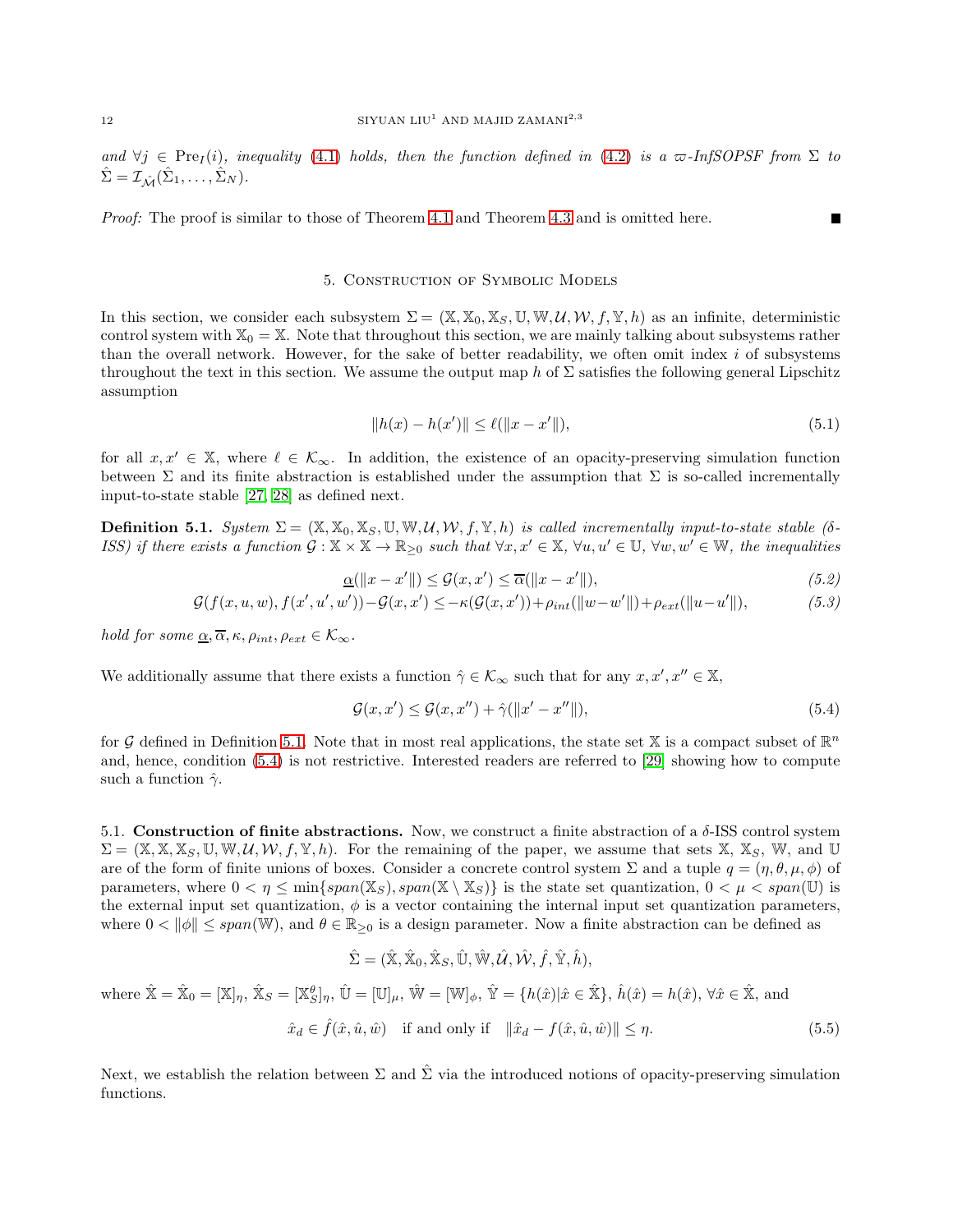*and* $\forall j \in \text{Pre}_I(i)$*, inequality* (4.1) *holds, then the function defined in* (4.2) *is a* $\varpi$*-InfSOPSF from* $\Sigma$ *to* $\hat{\Sigma} = \mathcal{I}_{\hat{\mathcal{M}}}(\hat{\Sigma}_1, \ldots, \hat{\Sigma}_N)$.

*Proof:* The proof is similar to those of Theorem 4.1 and Theorem 4.3 and is omitted here. ∎

## 5. Construction of Symbolic Models

In this section, we consider each subsystem $\Sigma = (\mathbb{X}, \mathbb{X}_0, \mathbb{X}_S, \mathbb{U}, \mathbb{W}, \mathcal{U}, \mathcal{W}, f, \mathbb{Y}, h)$ as an infinite, deterministic control system with $\mathbb{X}_0 = \mathbb{X}$. Note that throughout this section, we are mainly talking about subsystems rather than the overall network. However, for the sake of better readability, we often omit index $i$ of subsystems throughout the text in this section. We assume the output map $h$ of $\Sigma$ satisfies the following general Lipschitz assumption

$$\|h(x) - h(x')\| \leq \ell(\|x - x'\|), \tag{5.1}$$

for all $x, x' \in \mathbb{X}$, where $\ell \in \mathcal{K}_\infty$. In addition, the existence of an opacity-preserving simulation function between $\Sigma$ and its finite abstraction is established under the assumption that $\Sigma$ is so-called incrementally input-to-state stable [27, 28] as defined next.

**Definition 5.1.** *System* $\Sigma = (\mathbb{X}, \mathbb{X}_0, \mathbb{X}_S, \mathbb{U}, \mathbb{W}, \mathcal{U}, \mathcal{W}, f, \mathbb{Y}, h)$ *is called incrementally input-to-state stable (*$\delta$*-ISS) if there exists a function* $\mathcal{G} : \mathbb{X} \times \mathbb{X} \to \mathbb{R}_{\geq 0}$ *such that* $\forall x, x' \in \mathbb{X}$*,* $\forall u, u' \in \mathbb{U}$*,* $\forall w, w' \in \mathbb{W}$*, the inequalities*

$$\underline{\alpha}(\|x - x'\|) \leq \mathcal{G}(x, x') \leq \overline{\alpha}(\|x - x'\|), \tag{5.2}$$

$$\mathcal{G}(f(x, u, w), f(x', u', w')) - \mathcal{G}(x, x') \leq -\kappa(\mathcal{G}(x, x')) + \rho_{int}(\|w - w'\|) + \rho_{ext}(\|u - u'\|), \tag{5.3}$$

*hold for some* $\underline{\alpha}, \overline{\alpha}, \kappa, \rho_{int}, \rho_{ext} \in \mathcal{K}_\infty$.

We additionally assume that there exists a function $\hat{\gamma} \in \mathcal{K}_\infty$ such that for any $x, x', x'' \in \mathbb{X}$,

$$\mathcal{G}(x, x') \leq \mathcal{G}(x, x'') + \hat{\gamma}(\|x' - x''\|), \tag{5.4}$$

for $\mathcal{G}$ defined in Definition 5.1. Note that in most real applications, the state set $\mathbb{X}$ is a compact subset of $\mathbb{R}^n$ and, hence, condition (5.4) is not restrictive. Interested readers are referred to [29] showing how to compute such a function $\hat{\gamma}$.

### 5.1. Construction of finite abstractions.

Now, we construct a finite abstraction of a $\delta$-ISS control system $\Sigma = (\mathbb{X}, \mathbb{X}, \mathbb{X}_S, \mathbb{U}, \mathbb{W}, \mathcal{U}, \mathcal{W}, f, \mathbb{Y}, h)$. For the remaining of the paper, we assume that sets $\mathbb{X}$, $\mathbb{X}_S$, $\mathbb{W}$, and $\mathbb{U}$ are of the form of finite unions of boxes. Consider a concrete control system $\Sigma$ and a tuple $q = (\eta, \theta, \mu, \phi)$ of parameters, where $0 < \eta \leq \min\{span(\mathbb{X}_S), span(\mathbb{X} \setminus \mathbb{X}_S)\}$ is the state set quantization, $0 < \mu < span(\mathbb{U})$ is the external input set quantization, $\phi$ is a vector containing the internal input set quantization parameters, where $0 < \|\phi\| \leq span(\mathbb{W})$, and $\theta \in \mathbb{R}_{\geq 0}$ is a design parameter. Now a finite abstraction can be defined as

$$\hat{\Sigma} = (\hat{\mathbb{X}}, \hat{\mathbb{X}}_0, \hat{\mathbb{X}}_S, \hat{\mathbb{U}}, \hat{\mathbb{W}}, \hat{\mathcal{U}}, \hat{\mathcal{W}}, \hat{f}, \hat{\mathbb{Y}}, \hat{h}),$$

where $\hat{\mathbb{X}} = \hat{\mathbb{X}}_0 = [\mathbb{X}]_\eta$, $\hat{\mathbb{X}}_S = [\mathbb{X}_S^\theta]_\eta$, $\hat{\mathbb{U}} = [\mathbb{U}]_\mu$, $\hat{\mathbb{W}} = [\mathbb{W}]_\phi$, $\hat{\mathbb{Y}} = \{h(\hat{x}) | \hat{x} \in \hat{\mathbb{X}}\}$, $\hat{h}(\hat{x}) = h(\hat{x})$, $\forall \hat{x} \in \hat{\mathbb{X}}$, and

$$\hat{x}_d \in \hat{f}(\hat{x}, \hat{u}, \hat{w}) \quad \text{if and only if} \quad \|\hat{x}_d - f(\hat{x}, \hat{u}, \hat{w})\| \leq \eta. \tag{5.5}$$

Next, we establish the relation between $\Sigma$ and $\hat{\Sigma}$ via the introduced notions of opacity-preserving simulation functions.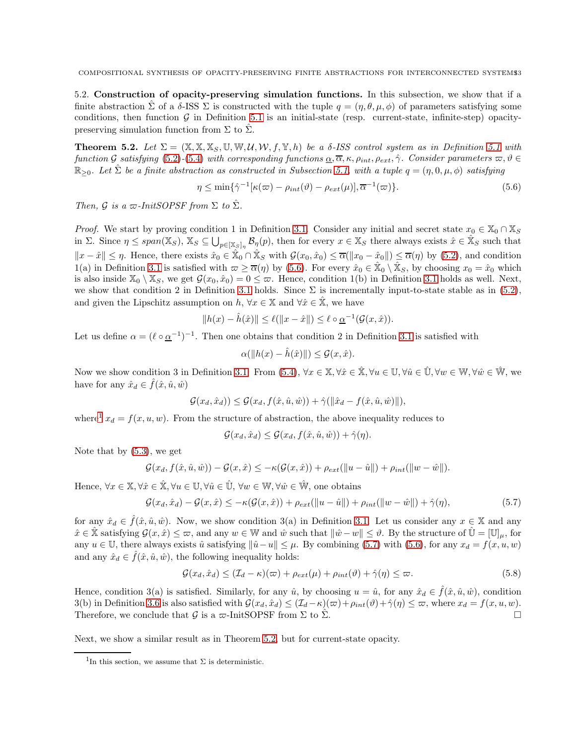5.2. **Construction of opacity-preserving simulation functions.** In this subsection, we show that if a finite abstraction $\hat{\Sigma}$ of a $\delta$-ISS $\Sigma$ is constructed with the tuple $q = (\eta, \theta, \mu, \phi)$ of parameters satisfying some conditions, then function $\mathcal{G}$ in Definition 5.1 is an initial-state (resp. current-state, infinite-step) opacity-preserving simulation function from $\Sigma$ to $\hat{\Sigma}$.

**Theorem 5.2.** *Let $\Sigma = (\mathbb{X}, \mathbb{X}, \mathbb{X}_S, \mathbb{U}, \mathbb{W}, \mathcal{U}, \mathcal{W}, f, \mathbb{Y}, h)$ be a $\delta$-ISS control system as in Definition 5.1 with function $\mathcal{G}$ satisfying (5.2)-(5.4) with corresponding functions $\underline{\alpha}, \overline{\alpha}, \kappa, \rho_{int}, \rho_{ext}, \hat{\gamma}$. Consider parameters $\varpi, \vartheta \in \mathbb{R}_{\geq 0}$. Let $\hat{\Sigma}$ be a finite abstraction as constructed in Subsection 5.1, with a tuple $q = (\eta, 0, \mu, \phi)$ satisfying*

$$\eta \leq \min\{\hat{\gamma}^{-1}[\kappa(\varpi) - \rho_{int}(\vartheta) - \rho_{ext}(\mu)], \overline{\alpha}^{-1}(\varpi)\}. \tag{5.6}$$

*Then, $\mathcal{G}$ is a $\varpi$-InitSOPSF from $\Sigma$ to $\hat{\Sigma}$.*

*Proof.* We start by proving condition 1 in Definition 3.1. Consider any initial and secret state $x_0 \in \mathbb{X}_0 \cap \mathbb{X}_S$ in $\Sigma$. Since $\eta \leq span(\mathbb{X}_S)$, $\mathbb{X}_S \subseteq \bigcup_{p \in [\mathbb{X}_S]_\eta} \mathcal{B}_\eta(p)$, then for every $x \in \mathbb{X}_S$ there always exists $\hat{x} \in \hat{\mathbb{X}}_S$ such that $\|x - \hat{x}\| \leq \eta$. Hence, there exists $\hat{x}_0 \in \hat{\mathbb{X}}_0 \cap \hat{\mathbb{X}}_S$ with $\mathcal{G}(x_0, \hat{x}_0) \leq \overline{\alpha}(\|x_0 - \hat{x}_0\|) \leq \overline{\alpha}(\eta)$ by (5.2), and condition 1(a) in Definition 3.1 is satisfied with $\varpi \geq \overline{\alpha}(\eta)$ by (5.6). For every $\hat{x}_0 \in \hat{\mathbb{X}}_0 \setminus \hat{\mathbb{X}}_S$, by choosing $x_0 = \hat{x}_0$ which is also inside $\mathbb{X}_0 \setminus \mathbb{X}_S$, we get $\mathcal{G}(x_0, \hat{x}_0) = 0 \leq \varpi$. Hence, condition 1(b) in Definition 3.1 holds as well. Next, we show that condition 2 in Definition 3.1 holds. Since $\Sigma$ is incrementally input-to-state stable as in (5.2), and given the Lipschitz assumption on $h$, $\forall x \in \mathbb{X}$ and $\forall \hat{x} \in \hat{\mathbb{X}}$, we have

$$\|h(x) - \hat{h}(\hat{x})\| \leq \ell(\|x - \hat{x}\|) \leq \ell \circ \underline{\alpha}^{-1}(\mathcal{G}(x, \hat{x})).$$

Let us define $\alpha = (\ell \circ \underline{\alpha}^{-1})^{-1}$. Then one obtains that condition 2 in Definition 3.1 is satisfied with

$$\alpha(\|h(x) - \hat{h}(\hat{x})\|) \leq \mathcal{G}(x, \hat{x}).$$

Now we show condition 3 in Definition 3.1. From (5.4), $\forall x \in \mathbb{X}, \forall \hat{x} \in \hat{\mathbb{X}}, \forall u \in \mathbb{U}, \forall \hat{u} \in \hat{\mathbb{U}}, \forall w \in \mathbb{W}, \forall \hat{w} \in \hat{\mathbb{W}}$, we have for any $\hat{x}_d \in \hat{f}(\hat{x}, \hat{u}, \hat{w})$

$$\mathcal{G}(x_d, \hat{x}_d)) \leq \mathcal{G}(x_d, f(\hat{x}, \hat{u}, \hat{w})) + \hat{\gamma}(\|\hat{x}_d - f(\hat{x}, \hat{u}, \hat{w})\|),$$

where[1] $x_d = f(x, u, w)$. From the structure of abstraction, the above inequality reduces to

$$\mathcal{G}(x_d, \hat{x}_d) \leq \mathcal{G}(x_d, f(\hat{x}, \hat{u}, \hat{w})) + \hat{\gamma}(\eta).$$

Note that by (5.3), we get

$$\mathcal{G}(x_d, f(\hat{x}, \hat{u}, \hat{w})) - \mathcal{G}(x, \hat{x}) \leq -\kappa(\mathcal{G}(x, \hat{x})) + \rho_{ext}(\|u - \hat{u}\|) + \rho_{int}(\|w - \hat{w}\|).$$

Hence, $\forall x \in \mathbb{X}, \forall \hat{x} \in \hat{\mathbb{X}}, \forall u \in \mathbb{U}, \forall \hat{u} \in \hat{\mathbb{U}}, \forall w \in \mathbb{W}, \forall \hat{w} \in \hat{\mathbb{W}}$, one obtains

$$\mathcal{G}(x_d, \hat{x}_d) - \mathcal{G}(x, \hat{x}) \leq -\kappa(\mathcal{G}(x, \hat{x})) + \rho_{ext}(\|u - \hat{u}\|) + \rho_{int}(\|w - \hat{w}\|) + \hat{\gamma}(\eta), \tag{5.7}$$

for any $\hat{x}_d \in \hat{f}(\hat{x}, \hat{u}, \hat{w})$. Now, we show condition 3(a) in Definition 3.1. Let us consider any $x \in \mathbb{X}$ and any $\hat{x} \in \hat{\mathbb{X}}$ satisfying $\mathcal{G}(x, \hat{x}) \leq \varpi$, and any $w \in \mathbb{W}$ and $\hat{w}$ such that $\|\hat{w} - w\| \leq \vartheta$. By the structure of $\hat{\mathbb{U}} = [\mathbb{U}]_\mu$, for any $u \in \mathbb{U}$, there always exists $\hat{u}$ satisfying $\|\hat{u} - u\| \leq \mu$. By combining (5.7) with (5.6), for any $x_d = f(x, u, w)$ and any $\hat{x}_d \in \hat{f}(\hat{x}, \hat{u}, \hat{w})$, the following inequality holds:

$$\mathcal{G}(x_d, \hat{x}_d) \leq (\mathcal{I}_d - \kappa)(\varpi) + \rho_{ext}(\mu) + \rho_{int}(\vartheta) + \hat{\gamma}(\eta) \leq \varpi. \tag{5.8}$$

Hence, condition 3(a) is satisfied. Similarly, for any $\hat{u}$, by choosing $u = \hat{u}$, for any $\hat{x}_d \in \hat{f}(\hat{x}, \hat{u}, \hat{w})$, condition 3(b) in Definition 3.6 is also satisfied with $\mathcal{G}(x_d, \hat{x}_d) \leq (\mathcal{I}_d - \kappa)(\varpi) + \rho_{int}(\vartheta) + \hat{\gamma}(\eta) \leq \varpi$, where $x_d = f(x, u, w)$. Therefore, we conclude that $\mathcal{G}$ is a $\varpi$-InitSOPSF from $\Sigma$ to $\hat{\Sigma}$. □

Next, we show a similar result as in Theorem 5.2, but for current-state opacity.

[1] In this section, we assume that $\Sigma$ is deterministic.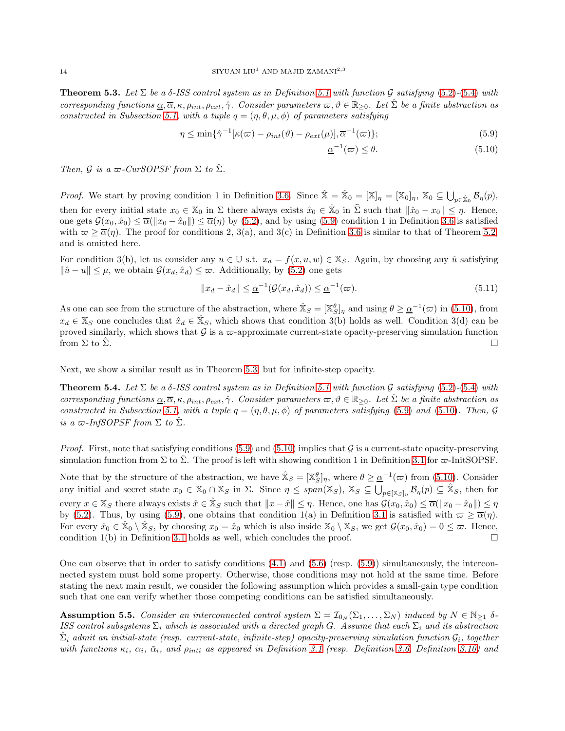**Theorem 5.3.** *Let $\Sigma$ be a $\delta$-ISS control system as in Definition 5.1 with function $\mathcal{G}$ satisfying (5.2)-(5.4) with corresponding functions $\underline{\alpha}, \overline{\alpha}, \kappa, \rho_{int}, \rho_{ext}, \hat{\gamma}$. Consider parameters $\varpi, \vartheta \in \mathbb{R}_{\geq 0}$. Let $\hat{\Sigma}$ be a finite abstraction as constructed in Subsection 5.1, with a tuple $q = (\eta, \theta, \mu, \phi)$ of parameters satisfying*

$$\eta \leq \min\{\hat{\gamma}^{-1}[\kappa(\varpi) - \rho_{int}(\vartheta) - \rho_{ext}(\mu)], \overline{\alpha}^{-1}(\varpi)\}; \tag{5.9}$$

$$\underline{\alpha}^{-1}(\varpi) \leq \theta. \tag{5.10}$$

*Then, $\mathcal{G}$ is a $\varpi$-CurSOPSF from $\Sigma$ to $\hat{\Sigma}$.*

*Proof.* We start by proving condition 1 in Definition 3.6. Since $\hat{\mathbb{X}} = \hat{\mathbb{X}}_0 = [\mathbb{X}]_\eta = [\mathbb{X}_0]_\eta$, $\mathbb{X}_0 \subseteq \bigcup_{p \in \hat{\mathbb{X}}_0} \mathcal{B}_\eta(p)$, then for every initial state $x_0 \in \mathbb{X}_0$ in $\Sigma$ there always exists $\hat{x}_0 \in \hat{\mathbb{X}}_0$ in $\hat{\Sigma}$ such that $\|\hat{x}_0 - x_0\| \leq \eta$. Hence, one gets $\mathcal{G}(x_0, \hat{x}_0) \leq \overline{\alpha}(\|x_0 - \hat{x}_0\|) \leq \overline{\alpha}(\eta)$ by (5.2), and by using (5.9) condition 1 in Definition 3.6 is satisfied with $\varpi \geq \overline{\alpha}(\eta)$. The proof for conditions 2, 3(a), and 3(c) in Definition 3.6 is similar to that of Theorem 5.2, and is omitted here.

For condition 3(b), let us consider any $u \in \mathbb{U}$ s.t. $x_d = f(x, u, w) \in \mathbb{X}_S$. Again, by choosing any $\hat{u}$ satisfying $\|\hat{u} - u\| \leq \mu$, we obtain $\mathcal{G}(x_d, \hat{x}_d) \leq \varpi$. Additionally, by (5.2) one gets

$$\|x_d - \hat{x}_d\| \leq \underline{\alpha}^{-1}(\mathcal{G}(x_d, \hat{x}_d)) \leq \underline{\alpha}^{-1}(\varpi). \tag{5.11}$$

As one can see from the structure of the abstraction, where $\hat{\mathbb{X}}_S = [\mathbb{X}_S^\theta]_\eta$ and using $\theta \geq \underline{\alpha}^{-1}(\varpi)$ in (5.10), from $x_d \in \mathbb{X}_S$ one concludes that $\hat{x}_d \in \hat{\mathbb{X}}_S$, which shows that condition 3(b) holds as well. Condition 3(d) can be proved similarly, which shows that $\mathcal{G}$ is a $\varpi$-approximate current-state opacity-preserving simulation function from $\Sigma$ to $\hat{\Sigma}$. □

Next, we show a similar result as in Theorem 5.3, but for infinite-step opacity.

**Theorem 5.4.** *Let $\Sigma$ be a $\delta$-ISS control system as in Definition 5.1 with function $\mathcal{G}$ satisfying (5.2)-(5.4) with corresponding functions $\underline{\alpha}, \overline{\alpha}, \kappa, \rho_{int}, \rho_{ext}, \hat{\gamma}$. Consider parameters $\varpi, \vartheta \in \mathbb{R}_{\geq 0}$. Let $\hat{\Sigma}$ be a finite abstraction as constructed in Subsection 5.1, with a tuple $q = (\eta, \theta, \mu, \phi)$ of parameters satisfying (5.9) and (5.10). Then, $\mathcal{G}$ is a $\varpi$-InfSOPSF from $\Sigma$ to $\hat{\Sigma}$.*

*Proof.* First, note that satisfying conditions (5.9) and (5.10) implies that $\mathcal{G}$ is a current-state opacity-preserving simulation function from $\Sigma$ to $\hat{\Sigma}$. The proof is left with showing condition 1 in Definition 3.1 for $\varpi$-InitSOPSF.

Note that by the structure of the abstraction, we have $\hat{\mathbb{X}}_S = [\mathbb{X}_S^\theta]_\eta$, where $\theta \geq \underline{\alpha}^{-1}(\varpi)$ from (5.10). Consider any initial and secret state $x_0 \in \mathbb{X}_0 \cap \mathbb{X}_S$ in $\Sigma$. Since $\eta \leq span(\mathbb{X}_S)$, $\mathbb{X}_S \subseteq \bigcup_{p \in [\mathbb{X}_S]_\eta} \mathcal{B}_\eta(p) \subseteq \hat{\mathbb{X}}_S$, then for every $x \in \mathbb{X}_S$ there always exists $\hat{x} \in \hat{\mathbb{X}}_S$ such that $\|x - \hat{x}\| \leq \eta$. Hence, one has $\mathcal{G}(x_0, \hat{x}_0) \leq \overline{\alpha}(\|x_0 - \hat{x}_0\|) \leq \eta$ by (5.2). Thus, by using (5.9), one obtains that condition 1(a) in Definition 3.1 is satisfied with $\varpi \geq \overline{\alpha}(\eta)$. For every $\hat{x}_0 \in \hat{\mathbb{X}}_0 \setminus \hat{\mathbb{X}}_S$, by choosing $x_0 = \hat{x}_0$ which is also inside $\mathbb{X}_0 \setminus \mathbb{X}_S$, we get $\mathcal{G}(x_0, \hat{x}_0) = 0 \leq \varpi$. Hence, condition 1(b) in Definition 3.1 holds as well, which concludes the proof. □

One can observe that in order to satisfy conditions (4.1) and (5.6) (resp. (5.9)) simultaneously, the interconnected system must hold some property. Otherwise, those conditions may not hold at the same time. Before stating the next main result, we consider the following assumption which provides a small-gain type condition such that one can verify whether those competing conditions can be satisfied simultaneously.

**Assumption 5.5.** *Consider an interconnected control system $\Sigma = \mathcal{I}_{0_N}(\Sigma_1, \ldots, \Sigma_N)$ induced by $N \in \mathbb{N}_{\geq 1}$ $\delta$-ISS control subsystems $\Sigma_i$ which is associated with a directed graph $G$. Assume that each $\Sigma_i$ and its abstraction $\hat{\Sigma}_i$ admit an initial-state (resp. current-state, infinite-step) opacity-preserving simulation function $\mathcal{G}_i$, together with functions $\kappa_i$, $\alpha_i$, $\bar{\alpha}_i$, and $\rho_{inti}$ as appeared in Definition 3.1 (resp. Definition 3.6, Definition 3.10) and*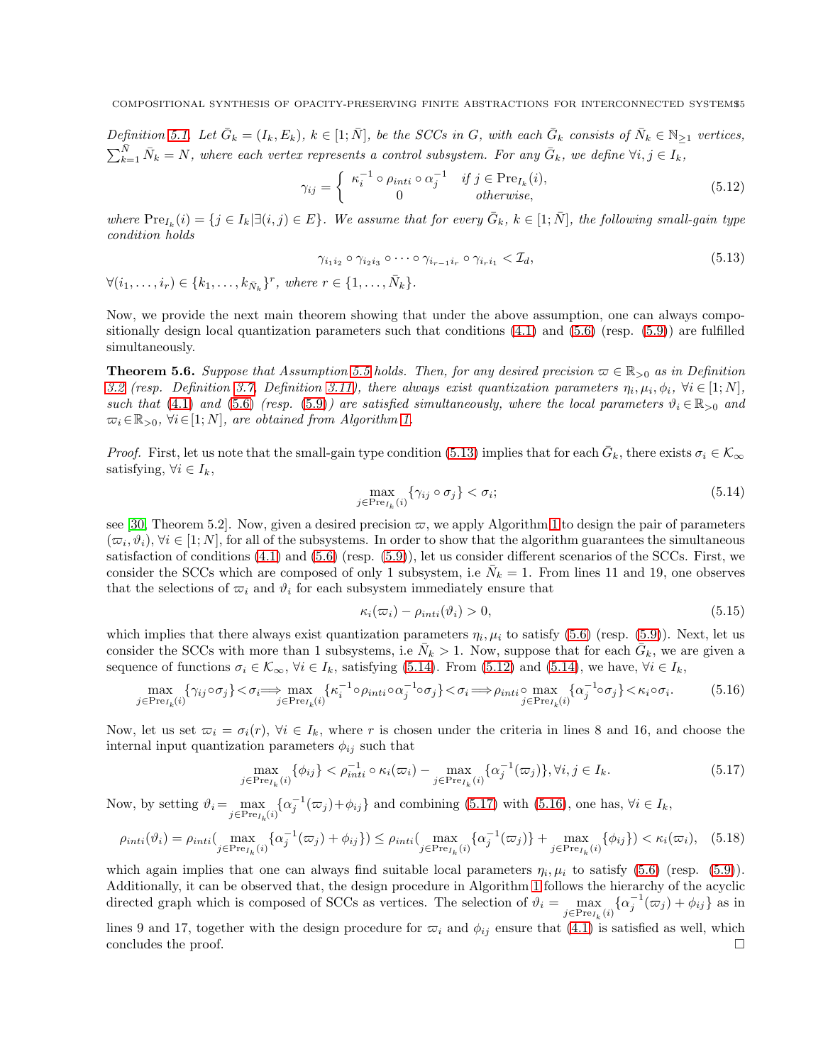*Definition 5.1.* *Let $\bar{G}_k = (I_k, E_k)$, $k \in [1; \bar{N}]$, be the SCCs in $G$, with each $\bar{G}_k$ consists of $\bar{N}_k \in \mathbb{N}_{\geq 1}$ vertices, $\sum_{k=1}^{\bar{N}} \bar{N}_k = N$, where each vertex represents a control subsystem. For any $\bar{G}_k$, we define $\forall i, j \in I_k$,*

$$
\gamma_{ij} = \begin{cases} \kappa_i^{-1} \circ \rho_{inti} \circ \alpha_j^{-1} & \text{if } j \in \mathrm{Pre}_{I_k}(i), \\ 0 & \text{otherwise}, \end{cases} \tag{5.12}
$$

*where $\mathrm{Pre}_{I_k}(i) = \{j \in I_k | \exists (i,j) \in E\}$. We assume that for every $\bar{G}_k$, $k \in [1; \bar{N}]$, the following small-gain type condition holds*

$$
\gamma_{i_1 i_2} \circ \gamma_{i_2 i_3} \circ \cdots \circ \gamma_{i_{r-1} i_r} \circ \gamma_{i_r i_1} < \mathcal{I}_d, \tag{5.13}
$$

*$\forall (i_1, \ldots, i_r) \in \{k_1, \ldots, k_{\bar{N}_k}\}^r$, where $r \in \{1, \ldots, \bar{N}_k\}$.*

Now, we provide the next main theorem showing that under the above assumption, one can always compositionally design local quantization parameters such that conditions (4.1) and (5.6) (resp. (5.9)) are fulfilled simultaneously.

**Theorem 5.6.** *Suppose that Assumption 5.5 holds. Then, for any desired precision $\varpi \in \mathbb{R}_{>0}$ as in Definition 3.2 (resp. Definition 3.7, Definition 3.11), there always exist quantization parameters $\eta_i, \mu_i, \phi_i$, $\forall i \in [1; N]$, such that (4.1) and (5.6) (resp. (5.9)) are satisfied simultaneously, where the local parameters $\vartheta_i \in \mathbb{R}_{>0}$ and $\varpi_i \in \mathbb{R}_{>0}$, $\forall i \in [1; N]$, are obtained from Algorithm 1.*

*Proof.* First, let us note that the small-gain type condition (5.13) implies that for each $\bar{G}_k$, there exists $\sigma_i \in \mathcal{K}_\infty$ satisfying, $\forall i \in I_k$,

$$
\max_{j \in \mathrm{Pre}_{I_k}(i)} \{\gamma_{ij} \circ \sigma_j\} < \sigma_i; \tag{5.14}
$$

see [30, Theorem 5.2]. Now, given a desired precision $\varpi$, we apply Algorithm 1 to design the pair of parameters $(\varpi_i, \vartheta_i)$, $\forall i \in [1; N]$, for all of the subsystems. In order to show that the algorithm guarantees the simultaneous satisfaction of conditions (4.1) and (5.6) (resp. (5.9)), let us consider different scenarios of the SCCs. First, we consider the SCCs which are composed of only 1 subsystem, i.e $\bar{N}_k = 1$. From lines 11 and 19, one observes that the selections of $\varpi_i$ and $\vartheta_i$ for each subsystem immediately ensure that

$$
\kappa_i(\varpi_i) - \rho_{inti}(\vartheta_i) > 0, \tag{5.15}
$$

which implies that there always exist quantization parameters $\eta_i, \mu_i$ to satisfy (5.6) (resp. (5.9)). Next, let us consider the SCCs with more than 1 subsystems, i.e $\bar{N}_k > 1$. Now, suppose that for each $\bar{G}_k$, we are given a sequence of functions $\sigma_i \in \mathcal{K}_\infty$, $\forall i \in I_k$, satisfying (5.14). From (5.12) and (5.14), we have, $\forall i \in I_k$,

$$
\max_{j \in \mathrm{Pre}_{I_k}(i)} \{\gamma_{ij} \circ \sigma_j\} < \sigma_i \Longrightarrow \max_{j \in \mathrm{Pre}_{I_k}(i)} \{\kappa_i^{-1} \circ \rho_{inti} \circ \alpha_j^{-1} \circ \sigma_j\} < \sigma_i \Longrightarrow \rho_{inti} \circ \max_{j \in \mathrm{Pre}_{I_k}(i)} \{\alpha_j^{-1} \circ \sigma_j\} < \kappa_i \circ \sigma_i. \tag{5.16}
$$

Now, let us set $\varpi_i = \sigma_i(r)$, $\forall i \in I_k$, where $r$ is chosen under the criteria in lines 8 and 16, and choose the internal input quantization parameters $\phi_{ij}$ such that

$$
\max_{j \in \mathrm{Pre}_{I_k}(i)} \{\phi_{ij}\} < \rho_{inti}^{-1} \circ \kappa_i(\varpi_i) - \max_{j \in \mathrm{Pre}_{I_k}(i)} \{\alpha_j^{-1}(\varpi_j)\}, \forall i, j \in I_k. \tag{5.17}
$$

Now, by setting $\vartheta_i = \max_{j \in \mathrm{Pre}_{I_k}(i)} \{\alpha_j^{-1}(\varpi_j) + \phi_{ij}\}$ and combining (5.17) with (5.16), one has, $\forall i \in I_k$,

$$
\rho_{inti}(\vartheta_i) = \rho_{inti}(\max_{j \in \mathrm{Pre}_{I_k}(i)} \{\alpha_j^{-1}(\varpi_j) + \phi_{ij}\}) \leq \rho_{inti}(\max_{j \in \mathrm{Pre}_{I_k}(i)} \{\alpha_j^{-1}(\varpi_j)\} + \max_{j \in \mathrm{Pre}_{I_k}(i)} \{\phi_{ij}\}) < \kappa_i(\varpi_i), \tag{5.18}
$$

which again implies that one can always find suitable local parameters $\eta_i, \mu_i$ to satisfy (5.6) (resp. (5.9)). Additionally, it can be observed that, the design procedure in Algorithm 1 follows the hierarchy of the acyclic directed graph which is composed of SCCs as vertices. The selection of $\vartheta_i = \max_{j \in \mathrm{Pre}_{I_k}(i)} \{\alpha_j^{-1}(\varpi_j) + \phi_{ij}\}$ as in lines 9 and 17, together with the design procedure for $\varpi_i$ and $\phi_{ij}$ ensure that (4.1) is satisfied as well, which concludes the proof. $\square$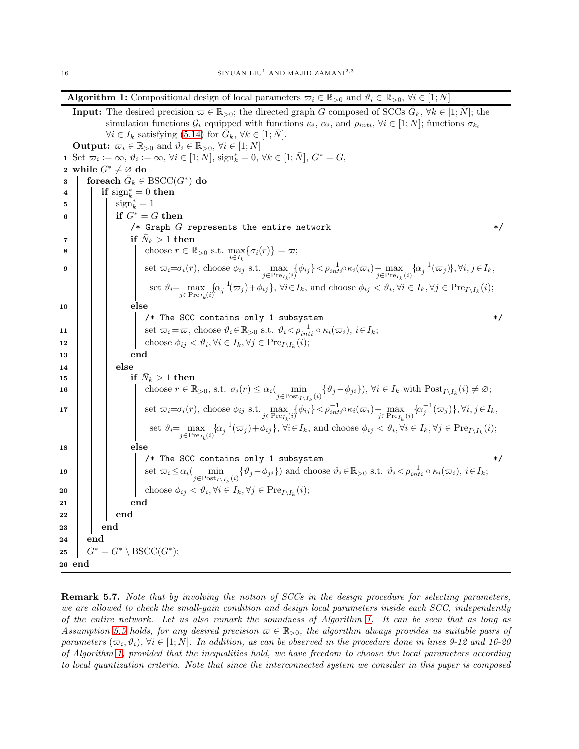**Algorithm 1:** Compositional design of local parameters $\varpi_i \in \mathbb{R}_{>0}$ and $\vartheta_i \in \mathbb{R}_{>0}$, $\forall i \in [1;N]$

**Input:** The desired precision $\varpi \in \mathbb{R}_{>0}$; the directed graph $G$ composed of SCCs $\bar{G}_k$, $\forall k \in [1;\bar{N}]$; the simulation functions $\mathcal{G}_i$ equipped with functions $\kappa_i$, $\alpha_i$, and $\rho_{inti}$, $\forall i \in [1;N]$; functions $\sigma_{k_i}$ $\forall i \in I_k$ satisfying (5.14) for $\bar{G}_k$, $\forall k \in [1;\bar{N}]$.

**Output:** $\varpi_i \in \mathbb{R}_{>0}$ and $\vartheta_i \in \mathbb{R}_{>0}$, $\forall i \in [1;N]$

```
1  Set ϖ_i := ∞, ϑ_i := ∞, ∀i ∈ [1;N], sign*_k = 0, ∀k ∈ [1;N̄], G* = G,
2  while G* ≠ ∅ do
3    foreach Ḡ_k ∈ BSCC(G*) do
4      if sign*_k = 0 then
5        sign*_k = 1
6        if G* = G then
           /* Graph G represents the entire network */
7          if N̄_k > 1 then
8            choose r ∈ R_{>0} s.t. max_{i∈I_k}{σ_i(r)} = ϖ;
9            set ϖ_i = σ_i(r), choose φ_ij s.t. max_{j∈Pre_{I_k}(i)}{φ_ij} < ρ_inti^{-1}∘κ_i(ϖ_i) − max_{j∈Pre_{I_k}(i)}{α_j^{-1}(ϖ_j)}, ∀i, j ∈ I_k,
             set ϑ_i = max_{j∈Pre_{I_k}(i)}{α_j^{-1}(ϖ_j) + φ_ij}, ∀i ∈ I_k, and choose φ_ij < ϑ_i, ∀i ∈ I_k, ∀j ∈ Pre_{I\I_k}(i);
10         else
             /* The SCC contains only 1 subsystem */
11           set ϖ_i = ϖ, choose ϑ_i ∈ R_{>0} s.t. ϑ_i < ρ_inti^{-1} ∘ κ_i(ϖ_i), i ∈ I_k;
12           choose φ_ij < ϑ_i, ∀i ∈ I_k, ∀j ∈ Pre_{I\I_k}(i);
13         end
14       else
15         if N̄_k > 1 then
16           choose r ∈ R_{>0}, s.t. σ_i(r) ≤ α_i( min_{j∈Post_{I\I_k}(i)}{ϑ_j − φ_ji}), ∀i ∈ I_k with Post_{I\I_k}(i) ≠ ∅;
17           set ϖ_i = σ_i(r), choose φ_ij s.t. max_{j∈Pre_{I_k}(i)}{φ_ij} < ρ_inti^{-1}∘κ_i(ϖ_i) − max_{j∈Pre_{I_k}(i)}{α_j^{-1}(ϖ_j)}, ∀i, j ∈ I_k,
             set ϑ_i = max_{j∈Pre_{I_k}(i)}{α_j^{-1}(ϖ_j) + φ_ij}, ∀i ∈ I_k, and choose φ_ij < ϑ_i, ∀i ∈ I_k, ∀j ∈ Pre_{I\I_k}(i);
18         else
             /* The SCC contains only 1 subsystem */
19           set ϖ_i ≤ α_i( min_{j∈Post_{I\I_k}(i)}{ϑ_j − φ_ji}) and choose ϑ_i ∈ R_{>0} s.t. ϑ_i < ρ_inti^{-1} ∘ κ_i(ϖ_i), i ∈ I_k;
20           choose φ_ij < ϑ_i, ∀i ∈ I_k, ∀j ∈ Pre_{I\I_k}(i);
21         end
22       end
23     end
24   end
25   G* = G* \ BSCC(G*);
26 end
```

**Remark 5.7.** *Note that by involving the notion of SCCs in the design procedure for selecting parameters, we are allowed to check the small-gain condition and design local parameters inside each SCC, independently of the entire network. Let us also remark the soundness of Algorithm 1. It can be seen that as long as Assumption 5.5 holds, for any desired precision $\varpi \in \mathbb{R}_{>0}$, the algorithm always provides us suitable pairs of parameters $(\varpi_i, \vartheta_i)$, $\forall i \in [1;N]$. In addition, as can be observed in the procedure done in lines 9-12 and 16-20 of Algorithm 1, provided that the inequalities hold, we have freedom to choose the local parameters according to local quantization criteria. Note that since the interconnected system we consider in this paper is composed*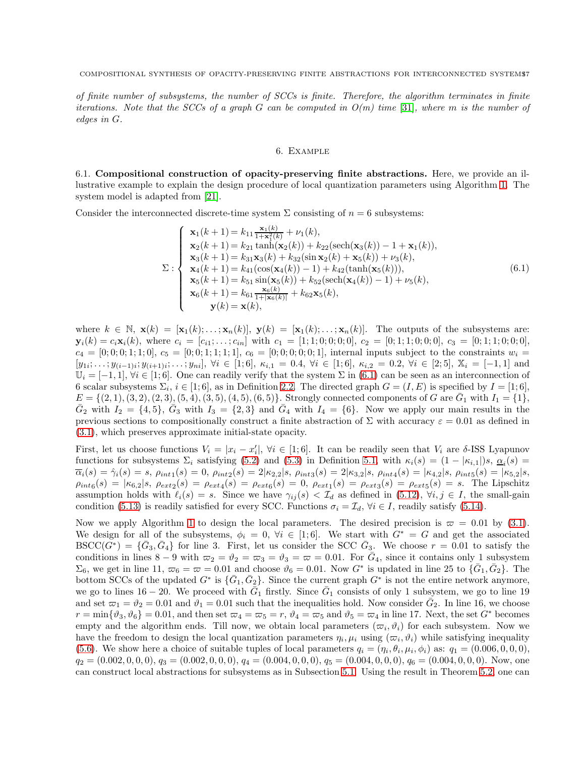*of finite number of subsystems, the number of SCCs is finite. Therefore, the algorithm terminates in finite iterations. Note that the SCCs of a graph $G$ can be computed in $O(m)$ time [31], where $m$ is the number of edges in $G$.*

## 6. Example

**6.1. Compositional construction of opacity-preserving finite abstractions.** Here, we provide an illustrative example to explain the design procedure of local quantization parameters using Algorithm 1. The system model is adapted from [21].

Consider the interconnected discrete-time system $\Sigma$ consisting of $n = 6$ subsystems:

$$
\Sigma : \begin{cases}
\mathbf{x}_1(k+1) = k_{11}\frac{\mathbf{x}_1(k)}{1+\mathbf{x}_1^2(k)} + \nu_1(k), \\
\mathbf{x}_2(k+1) = k_{21}\tanh(\mathbf{x}_2(k)) + k_{22}(\operatorname{sech}(\mathbf{x}_3(k)) - 1 + \mathbf{x}_1(k)), \\
\mathbf{x}_3(k+1) = k_{31}\mathbf{x}_3(k) + k_{32}(\sin \mathbf{x}_2(k) + \mathbf{x}_5(k)) + \nu_3(k), \\
\mathbf{x}_4(k+1) = k_{41}(\cos(\mathbf{x}_4(k)) - 1) + k_{42}(\tanh(\mathbf{x}_5(k))), \\
\mathbf{x}_5(k+1) = k_{51}\sin(\mathbf{x}_5(k)) + k_{52}(\operatorname{sech}(\mathbf{x}_4(k)) - 1) + \nu_5(k), \\
\mathbf{x}_6(k+1) = k_{61}\frac{\mathbf{x}_6(k)}{1+|\mathbf{x}_6(k)|} + k_{62}\mathbf{x}_5(k), \\
\qquad \mathbf{y}(k) = \mathbf{x}(k),
\end{cases}
\tag{6.1}
$$

where $k \in \mathbb{N}$, $\mathbf{x}(k) = [\mathbf{x}_1(k); \ldots; \mathbf{x}_n(k)]$, $\mathbf{y}(k) = [\mathbf{x}_1(k); \ldots; \mathbf{x}_n(k)]$. The outputs of the subsystems are: $\mathbf{y}_i(k) = c_i\mathbf{x}_i(k)$, where $c_i = [c_{i1}; \ldots; c_{in}]$ with $c_1 = [1;1;0;0;0;0]$, $c_2 = [0;1;1;0;0;0]$, $c_3 = [0;1;1;0;0;0]$, $c_4 = [0;0;0;1;1;0]$, $c_5 = [0;0;1;1;1;1]$, $c_6 = [0;0;0;0;0;1]$, internal inputs subject to the constraints $w_i = [y_{1i}; \ldots; y_{(i-1)i}; y_{(i+1)i}; \ldots; y_{ni}]$, $\forall i \in [1;6]$, $\kappa_{i,1} = 0.4$, $\forall i \in [1;6]$, $\kappa_{i,2} = 0.2$, $\forall i \in [2;5]$, $\mathbb{X}_i = [-1, 1]$ and $\mathbb{U}_i = [-1, 1]$, $\forall i \in [1;6]$. One can readily verify that the system $\Sigma$ in (6.1) can be seen as an interconnection of 6 scalar subsystems $\Sigma_i$, $i \in [1;6]$, as in Definition 2.2. The directed graph $G = (I, E)$ is specified by $I = [1;6]$, $E = \{(2,1),(3,2),(2,3),(5,4),(3,5),(4,5),(6,5)\}$. Strongly connected components of $G$ are $\bar{G}_1$ with $I_1 = \{1\}$, $\bar{G}_2$ with $I_2 = \{4,5\}$, $\bar{G}_3$ with $I_3 = \{2,3\}$ and $\bar{G}_4$ with $I_4 = \{6\}$. Now we apply our main results in the previous sections to compositionally construct a finite abstraction of $\Sigma$ with accuracy $\varepsilon = 0.01$ as defined in (3.1), which preserves approximate initial-state opacity.

First, let us choose functions $V_i = |x_i - x_i'|$, $\forall i \in [1;6]$. It can be readily seen that $V_i$ are $\delta$-ISS Lyapunov functions for subsystems $\Sigma_i$ satisfying (5.2) and (5.3) in Definition 5.1, with $\kappa_i(s) = (1 - |\kappa_{i,1}|)s$, $\underline{\alpha}_i(s) = \overline{\alpha}_i(s) = \hat{\gamma}_i(s) = s$, $\rho_{int1}(s) = 0$, $\rho_{int2}(s) = 2|\kappa_{2,2}|s$, $\rho_{int3}(s) = 2|\kappa_{3,2}|s$, $\rho_{int4}(s) = |\kappa_{4,2}|s$, $\rho_{int5}(s) = |\kappa_{5,2}|s$, $\rho_{int6}(s) = |\kappa_{6,2}|s$, $\rho_{ext2}(s) = \rho_{ext4}(s) = \rho_{ext6}(s) = 0$, $\rho_{ext1}(s) = \rho_{ext3}(s) = \rho_{ext5}(s) = s$. The Lipschitz assumption holds with $\ell_i(s) = s$. Since we have $\gamma_{ij}(s) < \mathcal{I}_d$ as defined in (5.12), $\forall i,j \in I$, the small-gain condition (5.13) is readily satisfied for every SCC. Functions $\sigma_i = \mathcal{I}_d$, $\forall i \in I$, readily satisfy (5.14).

Now we apply Algorithm 1 to design the local parameters. The desired precision is $\varpi = 0.01$ by (3.1). We design for all of the subsystems, $\phi_i = 0$, $\forall i \in [1;6]$. We start with $G^* = G$ and get the associated $\mathrm{BSCC}(G^*) = \{\bar{G}_3, \bar{G}_4\}$ for line 3. First, let us consider the SCC $\bar{G}_3$. We choose $r = 0.01$ to satisfy the conditions in lines $8-9$ with $\varpi_2 = \vartheta_2 = \varpi_3 = \vartheta_3 = \varpi = 0.01$. For $\bar{G}_4$, since it contains only 1 subsystem $\Sigma_6$, we get in line 11, $\varpi_6 = \varpi = 0.01$ and choose $\vartheta_6 = 0.01$. Now $G^*$ is updated in line 25 to $\{\bar{G}_1, \bar{G}_2\}$. The bottom SCCs of the updated $G^*$ is $\{\bar{G}_1, \bar{G}_2\}$. Since the current graph $G^*$ is not the entire network anymore, we go to lines $16-20$. We proceed with $\bar{G}_1$ firstly. Since $\bar{G}_1$ consists of only 1 subsystem, we go to line 19 and set $\varpi_1 = \vartheta_2 = 0.01$ and $\vartheta_1 = 0.01$ such that the inequalities hold. Now consider $\bar{G}_2$. In line 16, we choose $r = \min\{\vartheta_3, \vartheta_6\} = 0.01$, and then set $\varpi_4 = \varpi_5 = r$, $\vartheta_4 = \varpi_5$ and $\vartheta_5 = \varpi_4$ in line 17. Next, the set $G^*$ becomes empty and the algorithm ends. Till now, we obtain local parameters $(\varpi_i, \vartheta_i)$ for each subsystem. Now we have the freedom to design the local quantization parameters $\eta_i, \mu_i$ using $(\varpi_i, \vartheta_i)$ while satisfying inequality (5.6). We show here a choice of suitable tuples of local parameters $q_i = (\eta_i, \theta_i, \mu_i, \phi_i)$ as: $q_1 = (0.006, 0, 0, 0)$, $q_2 = (0.002, 0, 0, 0)$, $q_3 = (0.002, 0, 0, 0)$, $q_4 = (0.004, 0, 0, 0)$, $q_5 = (0.004, 0, 0, 0)$, $q_6 = (0.004, 0, 0, 0)$. Now, one can construct local abstractions for subsystems as in Subsection 5.1. Using the result in Theorem 5.2, one can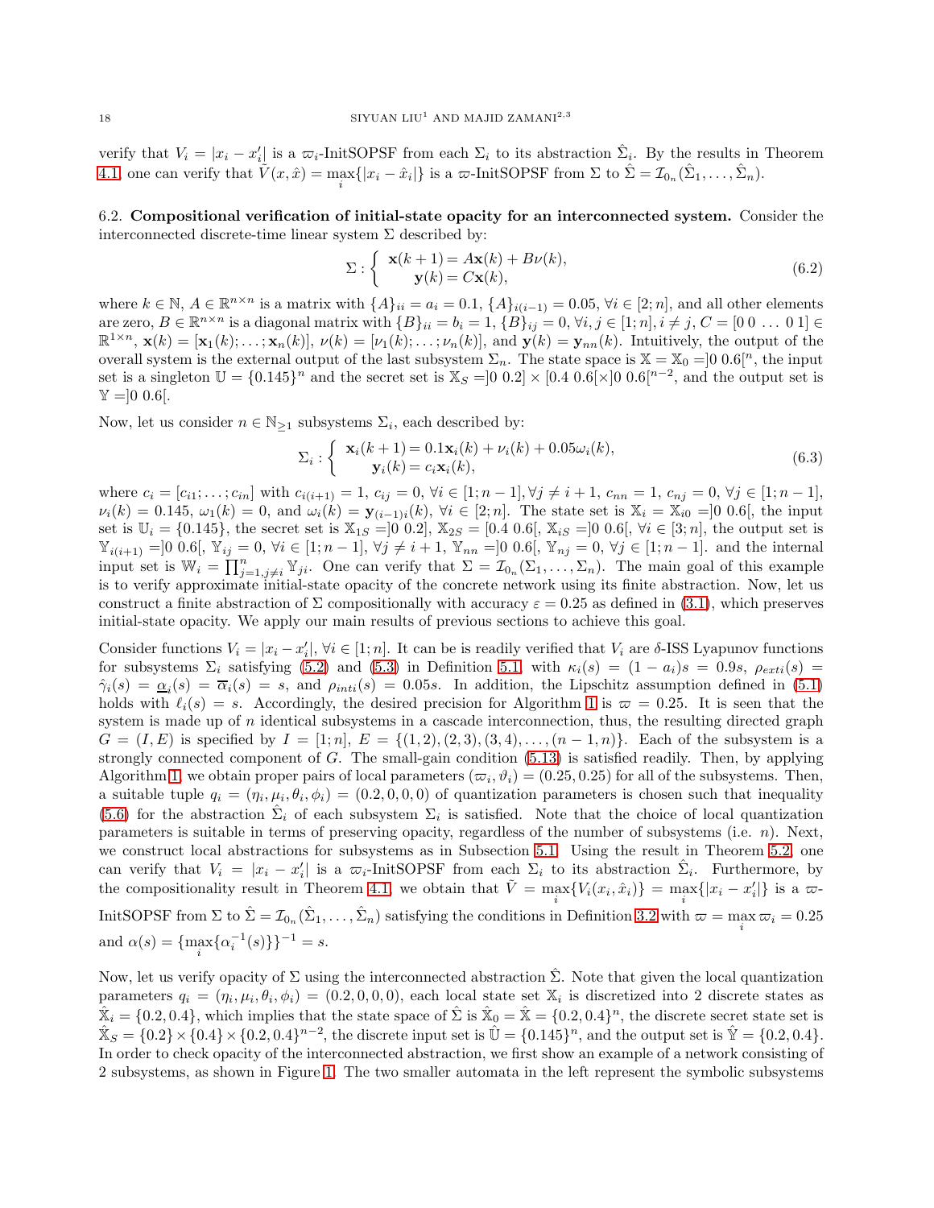verify that $V_i = |x_i - x_i'|$ is a $\varpi_i$-InitSOPSF from each $\Sigma_i$ to its abstraction $\hat{\Sigma}_i$. By the results in Theorem 4.1, one can verify that $\tilde{V}(x, \hat{x}) = \max_i\{|x_i - \hat{x}_i|\}$ is a $\varpi$-InitSOPSF from $\Sigma$ to $\hat{\Sigma} = \mathcal{I}_{0_n}(\hat{\Sigma}_1, \ldots, \hat{\Sigma}_n)$.

## 6.2. Compositional verification of initial-state opacity for an interconnected system.

Consider the interconnected discrete-time linear system $\Sigma$ described by:

$$\Sigma : \begin{cases} \mathbf{x}(k+1) = A\mathbf{x}(k) + B\nu(k), \\ \mathbf{y}(k) = C\mathbf{x}(k), \end{cases} \tag{6.2}$$

where $k \in \mathbb{N}$, $A \in \mathbb{R}^{n\times n}$ is a matrix with $\{A\}_{ii} = a_i = 0.1$, $\{A\}_{i(i-1)} = 0.05$, $\forall i \in [2; n]$, and all other elements are zero, $B \in \mathbb{R}^{n\times n}$ is a diagonal matrix with $\{B\}_{ii} = b_i = 1$, $\{B\}_{ij} = 0$, $\forall i, j \in [1; n], i \neq j$, $C = [0\ 0\ \ldots\ 0\ 1] \in \mathbb{R}^{1\times n}$, $\mathbf{x}(k) = [\mathbf{x}_1(k); \ldots; \mathbf{x}_n(k)]$, $\nu(k) = [\nu_1(k); \ldots; \nu_n(k)]$, and $\mathbf{y}(k) = \mathbf{y}_{nn}(k)$. Intuitively, the output of the overall system is the external output of the last subsystem $\Sigma_n$. The state space is $\mathbb{X} = \mathbb{X}_0 = ]0\ 0.6[^n$, the input set is a singleton $\mathbb{U} = \{0.145\}^n$ and the secret set is $\mathbb{X}_S = ]0\ 0.2] \times [0.4\ 0.6[\times]0\ 0.6[^{n-2}$, and the output set is $\mathbb{Y} = ]0\ 0.6[$.

Now, let us consider $n \in \mathbb{N}_{\geq 1}$ subsystems $\Sigma_i$, each described by:

$$\Sigma_i : \begin{cases} \mathbf{x}_i(k+1) = 0.1\mathbf{x}_i(k) + \nu_i(k) + 0.05\omega_i(k), \\ \mathbf{y}_i(k) = c_i\mathbf{x}_i(k), \end{cases} \tag{6.3}$$

where $c_i = [c_{i1}; \ldots; c_{in}]$ with $c_{i(i+1)} = 1$, $c_{ij} = 0$, $\forall i \in [1; n-1], \forall j \neq i+1$, $c_{nn} = 1$, $c_{nj} = 0$, $\forall j \in [1; n-1]$, $\nu_i(k) = 0.145$, $\omega_1(k) = 0$, and $\omega_i(k) = \mathbf{y}_{(i-1)i}(k)$, $\forall i \in [2; n]$. The state set is $\mathbb{X}_i = \mathbb{X}_{i0} = ]0\ 0.6[$, the input set is $\mathbb{U}_i = \{0.145\}$, the secret set is $\mathbb{X}_{1S} = ]0\ 0.2]$, $\mathbb{X}_{2S} = [0.4\ 0.6[$, $\mathbb{X}_{iS} = ]0\ 0.6[$, $\forall i \in [3; n]$, the output set is $\mathbb{Y}_{i(i+1)} = ]0\ 0.6[$, $\mathbb{Y}_{ij} = 0$, $\forall i \in [1; n-1]$, $\forall j \neq i+1$, $\mathbb{Y}_{nn} = ]0\ 0.6[$, $\mathbb{Y}_{nj} = 0$, $\forall j \in [1; n-1]$. and the internal input set is $\mathbb{W}_i = \prod_{j=1, j\neq i}^{n} \mathbb{Y}_{ji}$. One can verify that $\Sigma = \mathcal{I}_{0_n}(\Sigma_1, \ldots, \Sigma_n)$. The main goal of this example is to verify approximate initial-state opacity of the concrete network using its finite abstraction. Now, let us construct a finite abstraction of $\Sigma$ compositionally with accuracy $\varepsilon = 0.25$ as defined in (3.1), which preserves initial-state opacity. We apply our main results of previous sections to achieve this goal.

Consider functions $V_i = |x_i - x_i'|$, $\forall i \in [1; n]$. It can be is readily verified that $V_i$ are $\delta$-ISS Lyapunov functions for subsystems $\Sigma_i$ satisfying (5.2) and (5.3) in Definition 5.1 with $\kappa_i(s) = (1 - a_i)s = 0.9s$, $\rho_{exti}(s) = \hat{\gamma}_i(s) = \underline{\alpha}_i(s) = \overline{\alpha}_i(s) = s$, and $\rho_{inti}(s) = 0.05s$. In addition, the Lipschitz assumption defined in (5.1) holds with $\ell_i(s) = s$. Accordingly, the desired precision for Algorithm 1 is $\varpi = 0.25$. It is seen that the system is made up of $n$ identical subsystems in a cascade interconnection, thus, the resulting directed graph $G = (I, E)$ is specified by $I = [1; n]$, $E = \{(1, 2), (2, 3), (3, 4), \ldots, (n-1, n)\}$. Each of the subsystem is a strongly connected component of $G$. The small-gain condition (5.13) is satisfied readily. Then, by applying Algorithm 1, we obtain proper pairs of local parameters $(\varpi_i, \vartheta_i) = (0.25, 0.25)$ for all of the subsystems. Then, a suitable tuple $q_i = (\eta_i, \mu_i, \theta_i, \phi_i) = (0.2, 0, 0, 0)$ of quantization parameters is chosen such that inequality (5.6) for the abstraction $\hat{\Sigma}_i$ of each subsystem $\Sigma_i$ is satisfied. Note that the choice of local quantization parameters is suitable in terms of preserving opacity, regardless of the number of subsystems (i.e. $n$). Next, we construct local abstractions for subsystems as in Subsection 5.1. Using the result in Theorem 5.2, one can verify that $V_i = |x_i - x_i'|$ is a $\varpi_i$-InitSOPSF from each $\Sigma_i$ to its abstraction $\hat{\Sigma}_i$. Furthermore, by the compositionality result in Theorem 4.1, we obtain that $\tilde{V} = \max_i\{V_i(x_i, \hat{x}_i)\} = \max_i\{|x_i - x_i'|\}$ is a $\varpi$-InitSOPSF from $\Sigma$ to $\hat{\Sigma} = \mathcal{I}_{0_n}(\hat{\Sigma}_1, \ldots, \hat{\Sigma}_n)$ satisfying the conditions in Definition 3.2 with $\varpi = \max_i \varpi_i = 0.25$ and $\alpha(s) = \{\max_i\{\alpha_i^{-1}(s)\}\}^{-1} = s$.

Now, let us verify opacity of $\Sigma$ using the interconnected abstraction $\hat{\Sigma}$. Note that given the local quantization parameters $q_i = (\eta_i, \mu_i, \theta_i, \phi_i) = (0.2, 0, 0, 0)$, each local state set $\mathbb{X}_i$ is discretized into 2 discrete states as $\hat{\mathbb{X}}_i = \{0.2, 0.4\}$, which implies that the state space of $\hat{\Sigma}$ is $\hat{\mathbb{X}}_0 = \hat{\mathbb{X}} = \{0.2, 0.4\}^n$, the discrete secret state set is $\hat{\mathbb{X}}_S = \{0.2\} \times \{0.4\} \times \{0.2, 0.4\}^{n-2}$, the discrete input set is $\hat{\mathbb{U}} = \{0.145\}^n$, and the output set is $\hat{\mathbb{Y}} = \{0.2, 0.4\}$. In order to check opacity of the interconnected abstraction, we first show an example of a network consisting of 2 subsystems, as shown in Figure 1. The two smaller automata in the left represent the symbolic subsystems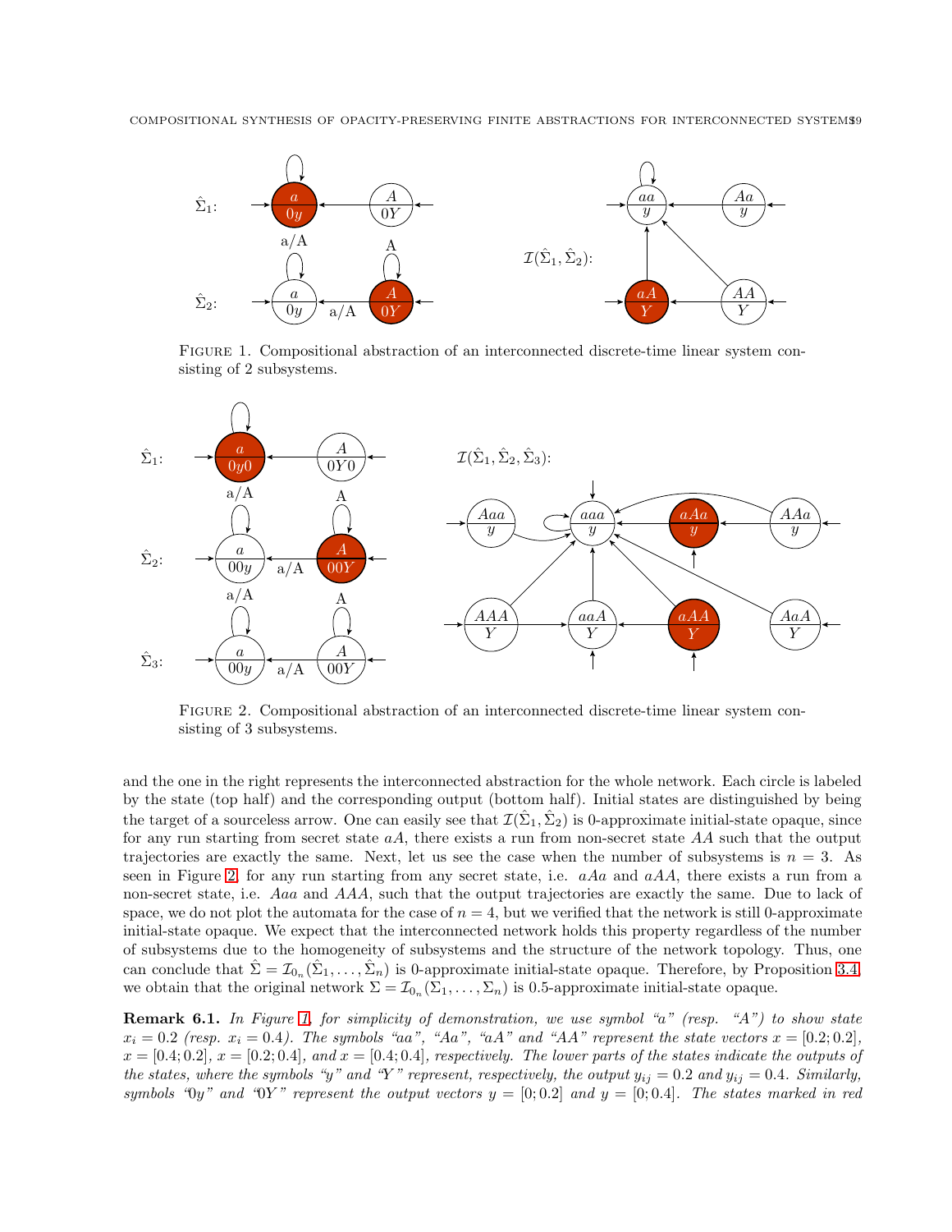FIGURE 1. Compositional abstraction of an interconnected discrete-time linear system consisting of 2 subsystems.

FIGURE 2. Compositional abstraction of an interconnected discrete-time linear system consisting of 3 subsystems.

and the one in the right represents the interconnected abstraction for the whole network. Each circle is labeled by the state (top half) and the corresponding output (bottom half). Initial states are distinguished by being the target of a sourceless arrow. One can easily see that $\mathcal{I}(\hat{\Sigma}_1, \hat{\Sigma}_2)$ is 0-approximate initial-state opaque, since for any run starting from secret state $aA$, there exists a run from non-secret state $AA$ such that the output trajectories are exactly the same. Next, let us see the case when the number of subsystems is $n = 3$. As seen in Figure 2, for any run starting from any secret state, i.e. $aAa$ and $aAA$, there exists a run from a non-secret state, i.e. $Aaa$ and $AAA$, such that the output trajectories are exactly the same. Due to lack of space, we do not plot the automata for the case of $n = 4$, but we verified that the network is still 0-approximate initial-state opaque. We expect that the interconnected network holds this property regardless of the number of subsystems due to the homogeneity of subsystems and the structure of the network topology. Thus, one can conclude that $\hat{\Sigma} = \mathcal{I}_{0_n}(\hat{\Sigma}_1, \ldots, \hat{\Sigma}_n)$ is 0-approximate initial-state opaque. Therefore, by Proposition 3.4, we obtain that the original network $\Sigma = \mathcal{I}_{0_n}(\Sigma_1, \ldots, \Sigma_n)$ is 0.5-approximate initial-state opaque.

**Remark 6.1.** *In Figure 1, for simplicity of demonstration, we use symbol "a" (resp. "A") to show state $x_i = 0.2$ (resp. $x_i = 0.4$). The symbols "aa", "Aa", "aA" and "AA" represent the state vectors $x = [0.2; 0.2]$, $x = [0.4; 0.2]$, $x = [0.2; 0.4]$, and $x = [0.4; 0.4]$, respectively. The lower parts of the states indicate the outputs of the states, where the symbols "y" and "Y" represent, respectively, the output $y_{ij} = 0.2$ and $y_{ij} = 0.4$. Similarly, symbols "0y" and "0Y" represent the output vectors $y = [0; 0.2]$ and $y = [0; 0.4]$. The states marked in red*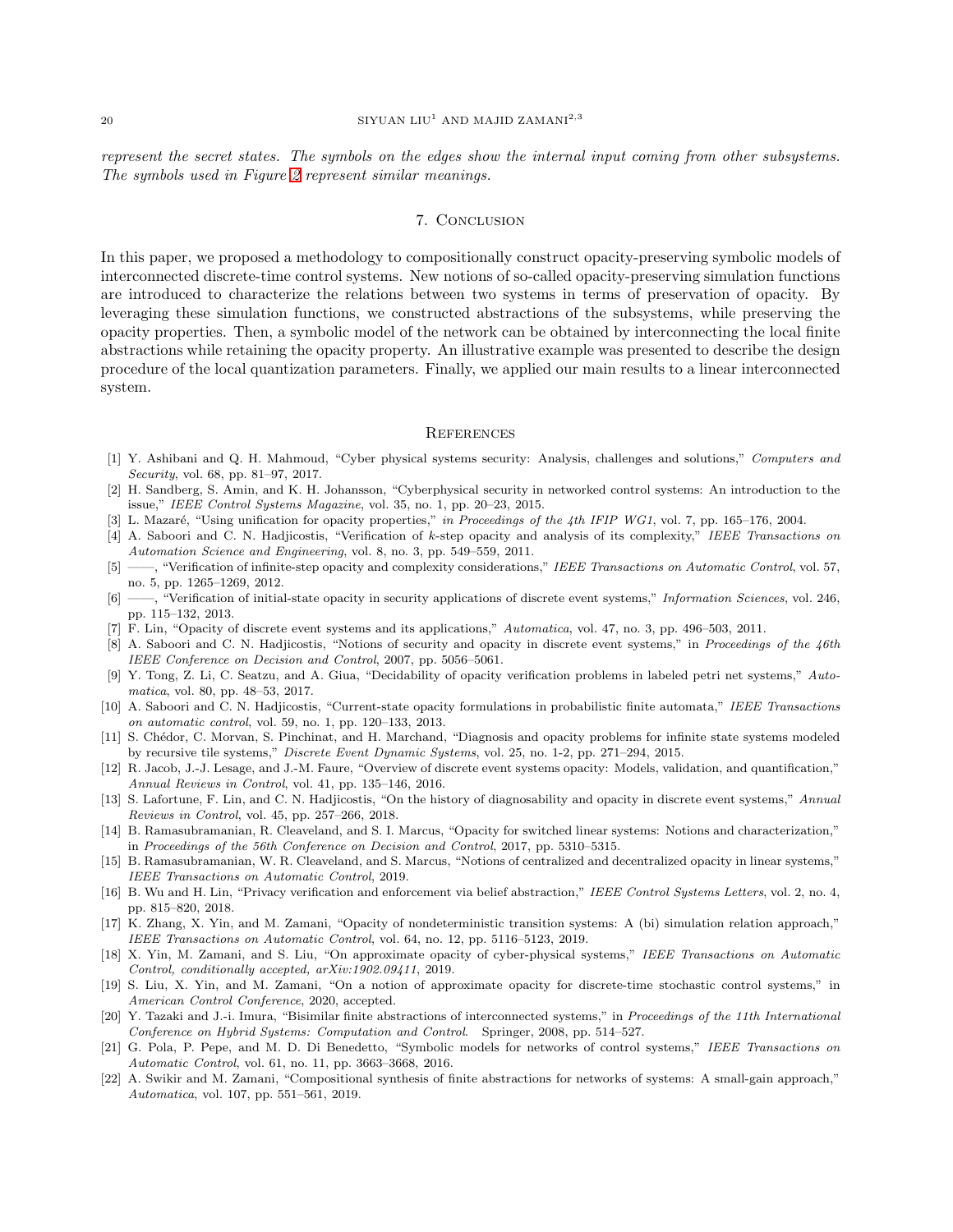*represent the secret states. The symbols on the edges show the internal input coming from other subsystems. The symbols used in Figure 2 represent similar meanings.*

## 7. Conclusion

In this paper, we proposed a methodology to compositionally construct opacity-preserving symbolic models of interconnected discrete-time control systems. New notions of so-called opacity-preserving simulation functions are introduced to characterize the relations between two systems in terms of preservation of opacity. By leveraging these simulation functions, we constructed abstractions of the subsystems, while preserving the opacity properties. Then, a symbolic model of the network can be obtained by interconnecting the local finite abstractions while retaining the opacity property. An illustrative example was presented to describe the design procedure of the local quantization parameters. Finally, we applied our main results to a linear interconnected system.

## References

[1] Y. Ashibani and Q. H. Mahmoud, "Cyber physical systems security: Analysis, challenges and solutions," *Computers and Security*, vol. 68, pp. 81–97, 2017.

[2] H. Sandberg, S. Amin, and K. H. Johansson, "Cyberphysical security in networked control systems: An introduction to the issue," *IEEE Control Systems Magazine*, vol. 35, no. 1, pp. 20–23, 2015.

[3] L. Mazaré, "Using unification for opacity properties," *in Proceedings of the 4th IFIP WG1*, vol. 7, pp. 165–176, 2004.

[4] A. Saboori and C. N. Hadjicostis, "Verification of $k$-step opacity and analysis of its complexity," *IEEE Transactions on Automation Science and Engineering*, vol. 8, no. 3, pp. 549–559, 2011.

[5] ——, "Verification of infinite-step opacity and complexity considerations," *IEEE Transactions on Automatic Control*, vol. 57, no. 5, pp. 1265–1269, 2012.

[6] ——, "Verification of initial-state opacity in security applications of discrete event systems," *Information Sciences*, vol. 246, pp. 115–132, 2013.

[7] F. Lin, "Opacity of discrete event systems and its applications," *Automatica*, vol. 47, no. 3, pp. 496–503, 2011.

[8] A. Saboori and C. N. Hadjicostis, "Notions of security and opacity in discrete event systems," in *Proceedings of the 46th IEEE Conference on Decision and Control*, 2007, pp. 5056–5061.

[9] Y. Tong, Z. Li, C. Seatzu, and A. Giua, "Decidability of opacity verification problems in labeled petri net systems," *Automatica*, vol. 80, pp. 48–53, 2017.

[10] A. Saboori and C. N. Hadjicostis, "Current-state opacity formulations in probabilistic finite automata," *IEEE Transactions on automatic control*, vol. 59, no. 1, pp. 120–133, 2013.

[11] S. Chédor, C. Morvan, S. Pinchinat, and H. Marchand, "Diagnosis and opacity problems for infinite state systems modeled by recursive tile systems," *Discrete Event Dynamic Systems*, vol. 25, no. 1-2, pp. 271–294, 2015.

[12] R. Jacob, J.-J. Lesage, and J.-M. Faure, "Overview of discrete event systems opacity: Models, validation, and quantification," *Annual Reviews in Control*, vol. 41, pp. 135–146, 2016.

[13] S. Lafortune, F. Lin, and C. N. Hadjicostis, "On the history of diagnosability and opacity in discrete event systems," *Annual Reviews in Control*, vol. 45, pp. 257–266, 2018.

[14] B. Ramasubramanian, R. Cleaveland, and S. I. Marcus, "Opacity for switched linear systems: Notions and characterization," in *Proceedings of the 56th Conference on Decision and Control*, 2017, pp. 5310–5315.

[15] B. Ramasubramanian, W. R. Cleaveland, and S. Marcus, "Notions of centralized and decentralized opacity in linear systems," *IEEE Transactions on Automatic Control*, 2019.

[16] B. Wu and H. Lin, "Privacy verification and enforcement via belief abstraction," *IEEE Control Systems Letters*, vol. 2, no. 4, pp. 815–820, 2018.

[17] K. Zhang, X. Yin, and M. Zamani, "Opacity of nondeterministic transition systems: A (bi) simulation relation approach," *IEEE Transactions on Automatic Control*, vol. 64, no. 12, pp. 5116–5123, 2019.

[18] X. Yin, M. Zamani, and S. Liu, "On approximate opacity of cyber-physical systems," *IEEE Transactions on Automatic Control, conditionally accepted, arXiv:1902.09411*, 2019.

[19] S. Liu, X. Yin, and M. Zamani, "On a notion of approximate opacity for discrete-time stochastic control systems," in *American Control Conference*, 2020, accepted.

[20] Y. Tazaki and J.-i. Imura, "Bisimilar finite abstractions of interconnected systems," in *Proceedings of the 11th International Conference on Hybrid Systems: Computation and Control*. Springer, 2008, pp. 514–527.

[21] G. Pola, P. Pepe, and M. D. Di Benedetto, "Symbolic models for networks of control systems," *IEEE Transactions on Automatic Control*, vol. 61, no. 11, pp. 3663–3668, 2016.

[22] A. Swikir and M. Zamani, "Compositional synthesis of finite abstractions for networks of systems: A small-gain approach," *Automatica*, vol. 107, pp. 551–561, 2019.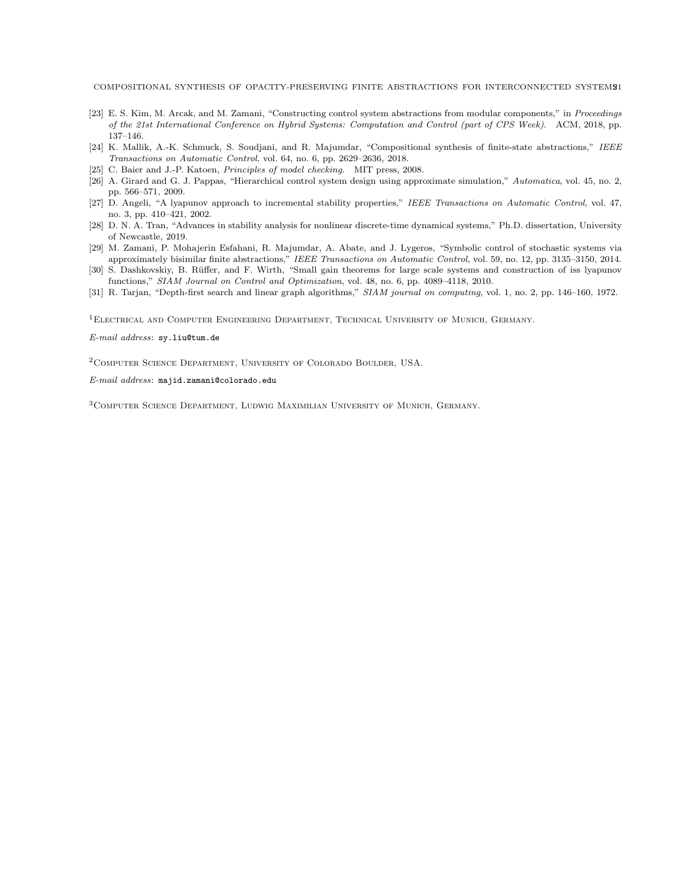[23] E. S. Kim, M. Arcak, and M. Zamani, "Constructing control system abstractions from modular components," in *Proceedings of the 21st International Conference on Hybrid Systems: Computation and Control (part of CPS Week)*. ACM, 2018, pp. 137–146.

[24] K. Mallik, A.-K. Schmuck, S. Soudjani, and R. Majumdar, "Compositional synthesis of finite-state abstractions," *IEEE Transactions on Automatic Control*, vol. 64, no. 6, pp. 2629–2636, 2018.

[25] C. Baier and J.-P. Katoen, *Principles of model checking*. MIT press, 2008.

[26] A. Girard and G. J. Pappas, "Hierarchical control system design using approximate simulation," *Automatica*, vol. 45, no. 2, pp. 566–571, 2009.

[27] D. Angeli, "A lyapunov approach to incremental stability properties," *IEEE Transactions on Automatic Control*, vol. 47, no. 3, pp. 410–421, 2002.

[28] D. N. A. Tran, "Advances in stability analysis for nonlinear discrete-time dynamical systems," Ph.D. dissertation, University of Newcastle, 2019.

[29] M. Zamani, P. Mohajerin Esfahani, R. Majumdar, A. Abate, and J. Lygeros, "Symbolic control of stochastic systems via approximately bisimilar finite abstractions," *IEEE Transactions on Automatic Control*, vol. 59, no. 12, pp. 3135–3150, 2014.

[30] S. Dashkovskiy, B. Rüffer, and F. Wirth, "Small gain theorems for large scale systems and construction of iss lyapunov functions," *SIAM Journal on Control and Optimization*, vol. 48, no. 6, pp. 4089–4118, 2010.

[31] R. Tarjan, "Depth-first search and linear graph algorithms," *SIAM journal on computing*, vol. 1, no. 2, pp. 146–160, 1972.

[1] Electrical and Computer Engineering Department, Technical University of Munich, Germany.

*E-mail address*: sy.liu@tum.de

[2] Computer Science Department, University of Colorado Boulder, USA.

*E-mail address*: majid.zamani@colorado.edu

[3] Computer Science Department, Ludwig Maximilian University of Munich, Germany.